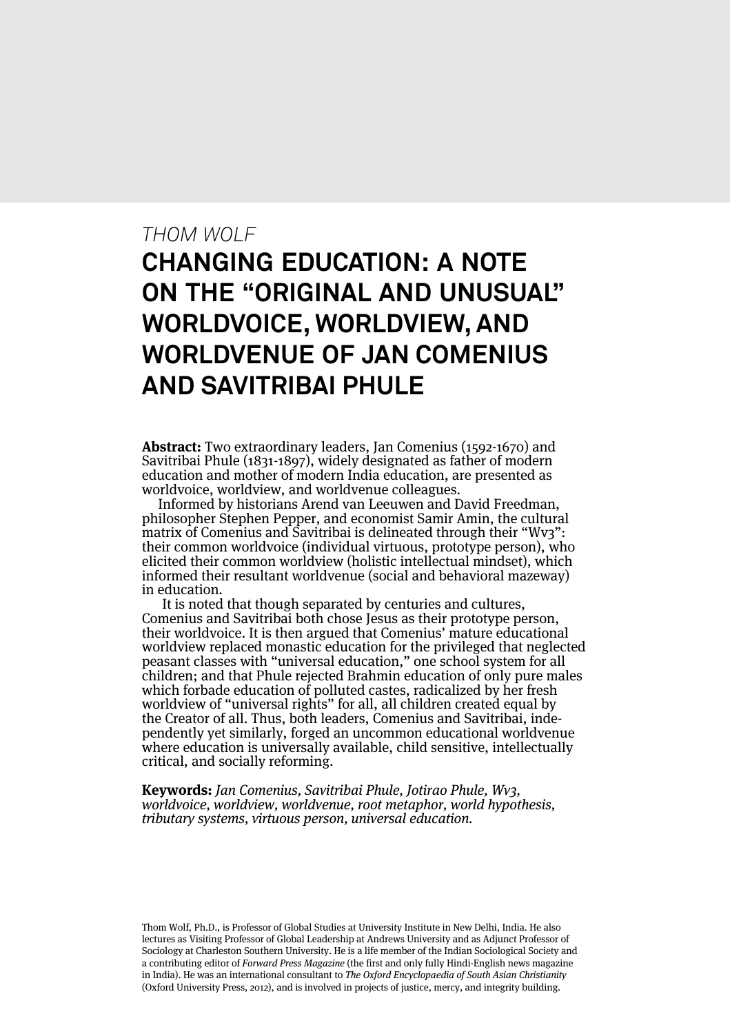*THOM WOLF*

# CHANGING EDUCATION: A NOTE ON THE "ORIGINAL AND UNUSUAL" WORLDVOICE, WORLDVIEW, AND WORLDVENUE OF JAN COMENIUS AND SAVITRIBAI PHULE

**Abstract:** Two extraordinary leaders, Jan Comenius (1592-1670) and Savitribai Phule (1831-1897), widely designated as father of modern education and mother of modern India education, are presented as worldvoice, worldview, and worldvenue colleagues.

Informed by historians Arend van Leeuwen and David Freedman, philosopher Stephen Pepper, and economist Samir Amin, the cultural matrix of Comenius and Savitribai is delineated through their "Wv3": their common worldvoice (individual virtuous, prototype person), who elicited their common worldview (holistic intellectual mindset), which informed their resultant worldvenue (social and behavioral mazeway) in education.

It is noted that though separated by centuries and cultures, Comenius and Savitribai both chose Jesus as their prototype person, their worldvoice. It is then argued that Comenius' mature educational worldview replaced monastic education for the privileged that neglected peasant classes with "universal education," one school system for all children; and that Phule rejected Brahmin education of only pure males which forbade education of polluted castes, radicalized by her fresh worldview of "universal rights" for all, all children created equal by the Creator of all. Thus, both leaders, Comenius and Savitribai, independently yet similarly, forged an uncommon educational worldvenue where education is universally available, child sensitive, intellectually critical, and socially reforming.

**Keywords:** *Jan Comenius, Savitribai Phule, Jotirao Phule, Wv3, worldvoice, worldview, worldvenue, root metaphor, world hypothesis, tributary systems, virtuous person, universal education.*

Thom Wolf, Ph.D., is Professor of Global Studies at University Institute in New Delhi, India. He also lectures as Visiting Professor of Global Leadership at Andrews University and as Adjunct Professor of Sociology at Charleston Southern University. He is a life member of the Indian Sociological Society and a contributing editor of *Forward Press Magazine* (the first and only fully Hindi-English news magazine in India). He was an international consultant to *The Oxford Encyclopaedia of South Asian Christianity* (Oxford University Press, 2012), and is involved in projects of justice, mercy, and integrity building.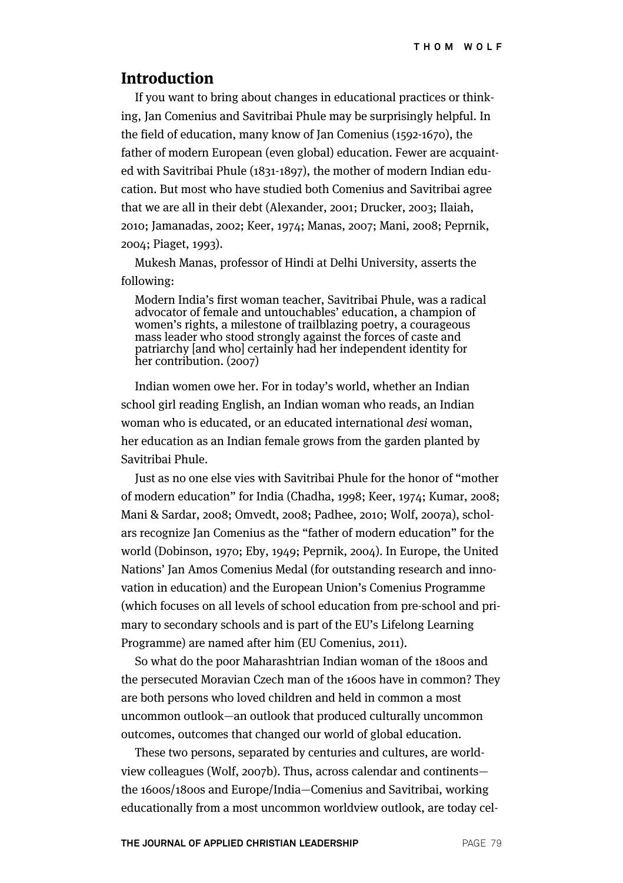## Introduction

If you want to bring about changes in educational practices or thinking, Jan Comenius and Savitribai Phule may be surprisingly helpful. In the field of education, many know of Jan Comenius (1592-1670), the father of modern European (even global) education. Fewer are acquainted with Savitribai Phule (1831-1897), the mother of modern Indian education. But most who have studied both Comenius and Savitribai agree that we are all in their debt (Alexander, 2001; Drucker, 2003; Ilaiah, 2010; Jamanadas, 2002; Keer, 1974; Manas, 2007; Mani, 2008; Peprnik, 2004; Piaget, 1993).

Mukesh Manas, professor of Hindi at Delhi University, asserts the following:

> Modern India's first woman teacher, Savitribai Phule, was a radical advocator of female and untouchables' education, a champion of women's rights, a milestone of trailblazing poetry, a courageous mass leader who stood strongly against the forces of caste and patriarchy [and who] certainly had her independent identity for her contribution. (2007)

Indian women owe her. For in today's world, whether an Indian school girl reading English, an Indian woman who reads, an Indian woman who is educated, or an educated international *desi* woman, her education as an Indian female grows from the garden planted by Savitribai Phule.

Just as no one else vies with Savitribai Phule for the honor of "mother of modern education" for India (Chadha, 1998; Keer, 1974; Kumar, 2008; Mani & Sardar, 2008; Omvedt, 2008; Padhee, 2010; Wolf, 2007a), scholars recognize Jan Comenius as the "father of modern education" for the world (Dobinson, 1970; Eby, 1949; Peprnik, 2004). In Europe, the United Nations' Jan Amos Comenius Medal (for outstanding research and innovation in education) and the European Union's Comenius Programme (which focuses on all levels of school education from pre-school and primary to secondary schools and is part of the EU's Lifelong Learning Programme) are named after him (EU Comenius, 2011).

So what do the poor Maharashtrian Indian woman of the 1800s and the persecuted Moravian Czech man of the 1600s have in common? They are both persons who loved children and held in common a most uncommon outlook—an outlook that produced culturally uncommon outcomes, outcomes that changed our world of global education.

These two persons, separated by centuries and cultures, are worldview colleagues (Wolf, 2007b). Thus, across calendar and continents—the 1600s/1800s and Europe/India—Comenius and Savitribai, working educationally from a most uncommon worldview outlook, are today cel-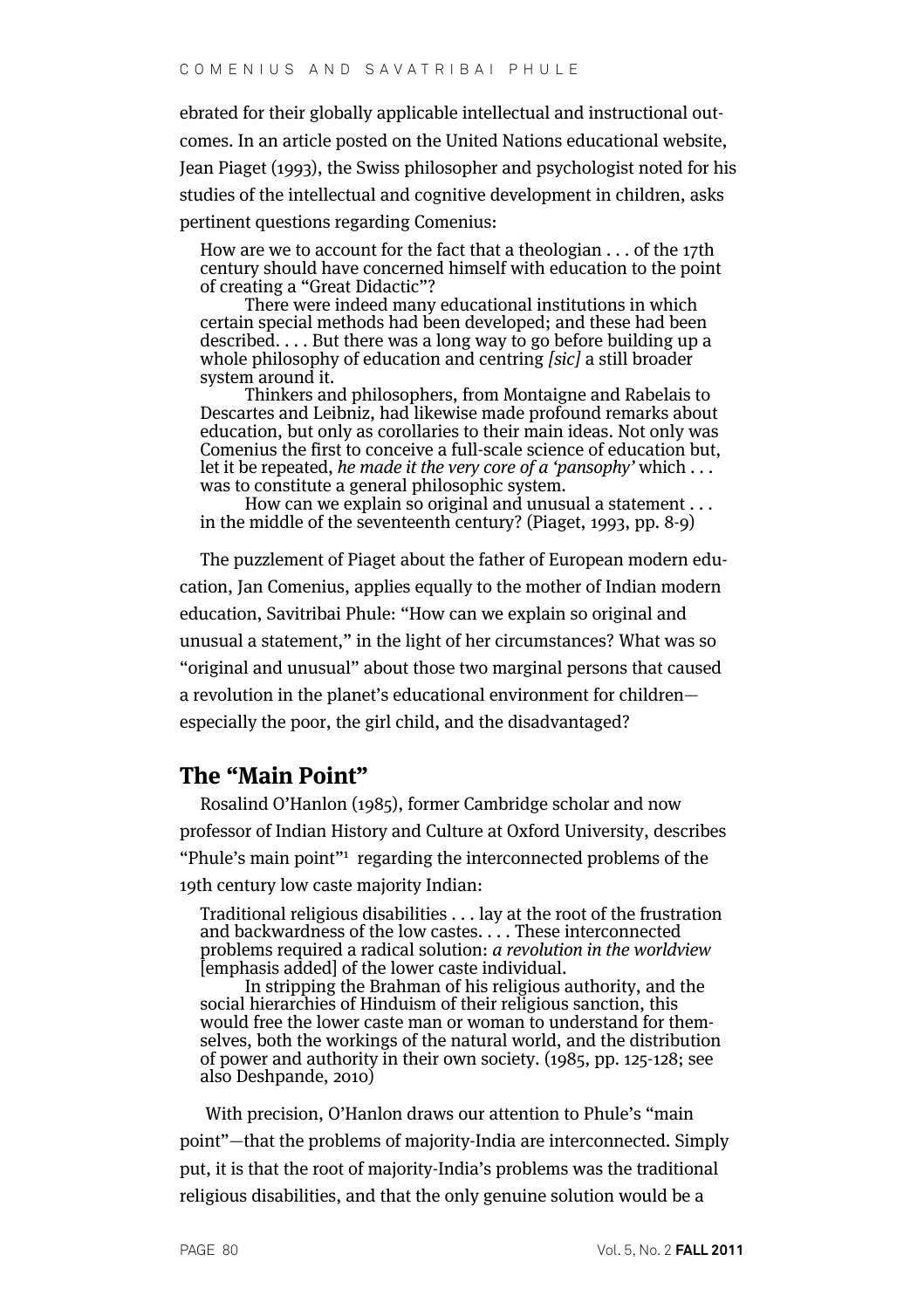ebrated for their globally applicable intellectual and instructional outcomes. In an article posted on the United Nations educational website, Jean Piaget (1993), the Swiss philosopher and psychologist noted for his studies of the intellectual and cognitive development in children, asks pertinent questions regarding Comenius:

> How are we to account for the fact that a theologian . . . of the 17th century should have concerned himself with education to the point of creating a "Great Didactic"?
>
> There were indeed many educational institutions in which certain special methods had been developed; and these had been described. . . . But there was a long way to go before building up a whole philosophy of education and centring *[sic]* a still broader system around it.
>
> Thinkers and philosophers, from Montaigne and Rabelais to Descartes and Leibniz, had likewise made profound remarks about education, but only as corollaries to their main ideas. Not only was Comenius the first to conceive a full-scale science of education but, let it be repeated, *he made it the very core of a 'pansophy'* which . . . was to constitute a general philosophic system.
>
> How can we explain so original and unusual a statement . . . in the middle of the seventeenth century? (Piaget, 1993, pp. 8-9)

The puzzlement of Piaget about the father of European modern education, Jan Comenius, applies equally to the mother of Indian modern education, Savitribai Phule: "How can we explain so original and unusual a statement," in the light of her circumstances? What was so "original and unusual" about those two marginal persons that caused a revolution in the planet's educational environment for children—especially the poor, the girl child, and the disadvantaged?

## The "Main Point"

Rosalind O'Hanlon (1985), former Cambridge scholar and now professor of Indian History and Culture at Oxford University, describes "Phule's main point"[1] regarding the interconnected problems of the 19th century low caste majority Indian:

> Traditional religious disabilities . . . lay at the root of the frustration and backwardness of the low castes. . . . These interconnected problems required a radical solution: *a revolution in the worldview* [emphasis added] of the lower caste individual.
>
> In stripping the Brahman of his religious authority, and the social hierarchies of Hinduism of their religious sanction, this would free the lower caste man or woman to understand for themselves, both the workings of the natural world, and the distribution of power and authority in their own society. (1985, pp. 125-128; see also Deshpande, 2010)

With precision, O'Hanlon draws our attention to Phule's "main point"—that the problems of majority-India are interconnected. Simply put, it is that the root of majority-India's problems was the traditional religious disabilities, and that the only genuine solution would be a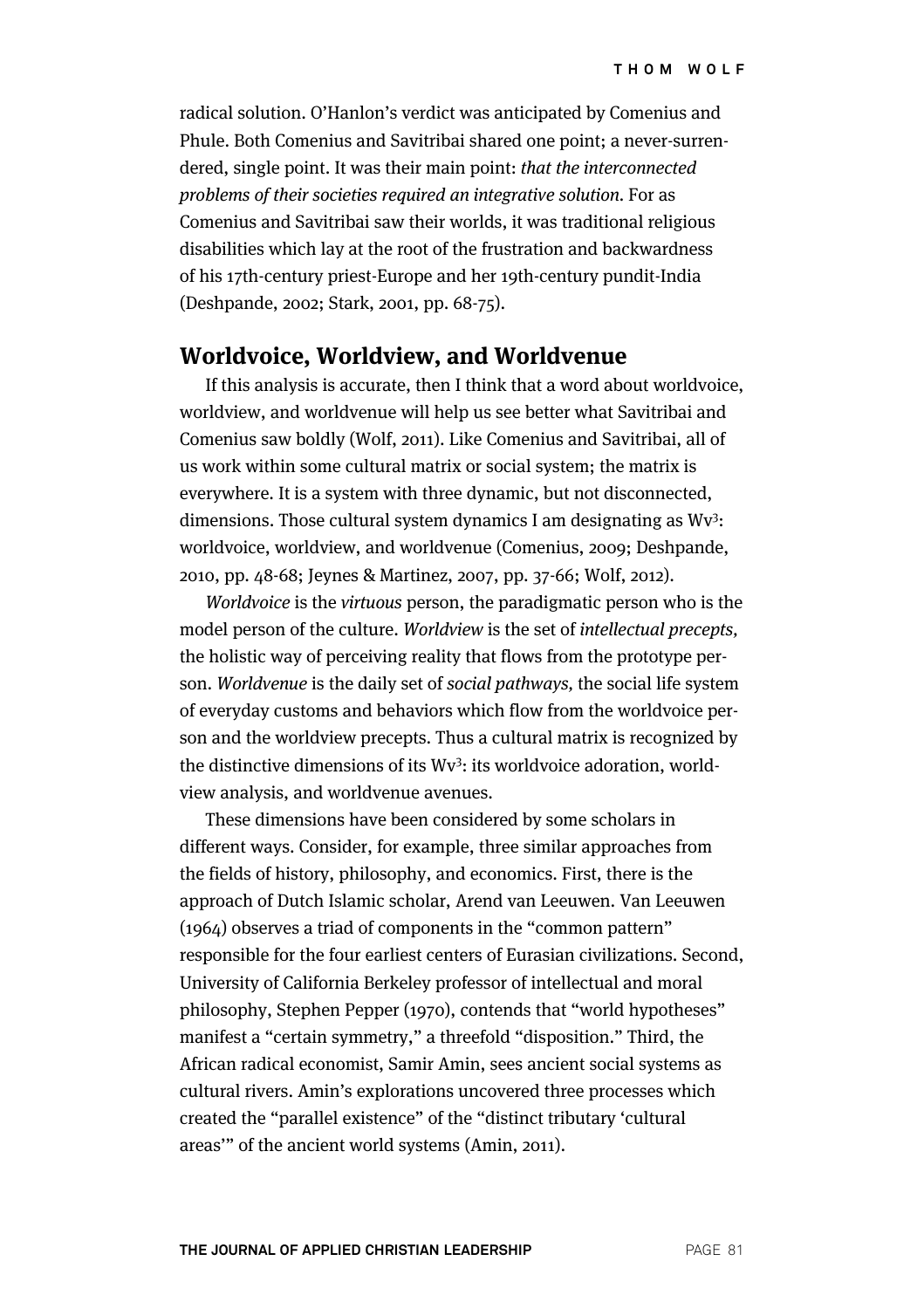radical solution. O'Hanlon's verdict was anticipated by Comenius and Phule. Both Comenius and Savitribai shared one point; a never-surrendered, single point. It was their main point: *that the interconnected problems of their societies required an integrative solution.* For as Comenius and Savitribai saw their worlds, it was traditional religious disabilities which lay at the root of the frustration and backwardness of his 17th-century priest-Europe and her 19th-century pundit-India (Deshpande, 2002; Stark, 2001, pp. 68-75).

## Worldvoice, Worldview, and Worldvenue

If this analysis is accurate, then I think that a word about worldvoice, worldview, and worldvenue will help us see better what Savitribai and Comenius saw boldly (Wolf, 2011). Like Comenius and Savitribai, all of us work within some cultural matrix or social system; the matrix is everywhere. It is a system with three dynamic, but not disconnected, dimensions. Those cultural system dynamics I am designating as $Wv^3$: worldvoice, worldview, and worldvenue (Comenius, 2009; Deshpande, 2010, pp. 48-68; Jeynes & Martinez, 2007, pp. 37-66; Wolf, 2012).

*Worldvoice* is the *virtuous* person, the paradigmatic person who is the model person of the culture. *Worldview* is the set of *intellectual precepts,* the holistic way of perceiving reality that flows from the prototype person. *Worldvenue* is the daily set of *social pathways,* the social life system of everyday customs and behaviors which flow from the worldvoice person and the worldview precepts. Thus a cultural matrix is recognized by the distinctive dimensions of its $Wv^3$: its worldvoice adoration, worldview analysis, and worldvenue avenues.

These dimensions have been considered by some scholars in different ways. Consider, for example, three similar approaches from the fields of history, philosophy, and economics. First, there is the approach of Dutch Islamic scholar, Arend van Leeuwen. Van Leeuwen (1964) observes a triad of components in the "common pattern" responsible for the four earliest centers of Eurasian civilizations. Second, University of California Berkeley professor of intellectual and moral philosophy, Stephen Pepper (1970), contends that "world hypotheses" manifest a "certain symmetry," a threefold "disposition." Third, the African radical economist, Samir Amin, sees ancient social systems as cultural rivers. Amin's explorations uncovered three processes which created the "parallel existence" of the "distinct tributary 'cultural areas'" of the ancient world systems (Amin, 2011).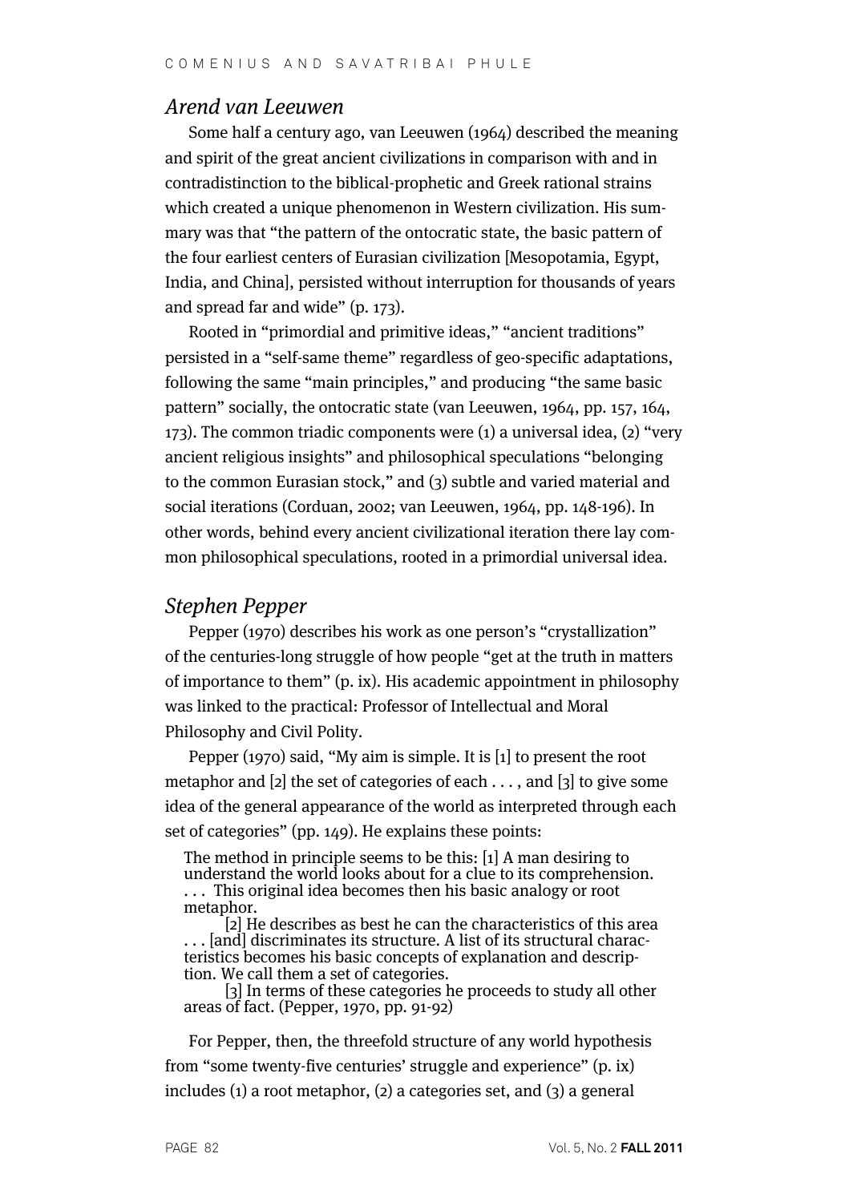## *Arend van Leeuwen*

Some half a century ago, van Leeuwen (1964) described the meaning and spirit of the great ancient civilizations in comparison with and in contradistinction to the biblical-prophetic and Greek rational strains which created a unique phenomenon in Western civilization. His summary was that "the pattern of the ontocratic state, the basic pattern of the four earliest centers of Eurasian civilization [Mesopotamia, Egypt, India, and China], persisted without interruption for thousands of years and spread far and wide" (p. 173).

Rooted in "primordial and primitive ideas," "ancient traditions" persisted in a "self-same theme" regardless of geo-specific adaptations, following the same "main principles," and producing "the same basic pattern" socially, the ontocratic state (van Leeuwen, 1964, pp. 157, 164, 173). The common triadic components were (1) a universal idea, (2) "very ancient religious insights" and philosophical speculations "belonging to the common Eurasian stock," and (3) subtle and varied material and social iterations (Corduan, 2002; van Leeuwen, 1964, pp. 148-196). In other words, behind every ancient civilizational iteration there lay common philosophical speculations, rooted in a primordial universal idea.

## *Stephen Pepper*

Pepper (1970) describes his work as one person's "crystallization" of the centuries-long struggle of how people "get at the truth in matters of importance to them" (p. ix). His academic appointment in philosophy was linked to the practical: Professor of Intellectual and Moral Philosophy and Civil Polity.

Pepper (1970) said, "My aim is simple. It is [1] to present the root metaphor and [2] the set of categories of each . . . , and [3] to give some idea of the general appearance of the world as interpreted through each set of categories" (pp. 149). He explains these points:

> The method in principle seems to be this: [1] A man desiring to understand the world looks about for a clue to its comprehension. . . . This original idea becomes then his basic analogy or root metaphor.
>
> [2] He describes as best he can the characteristics of this area . . . [and] discriminates its structure. A list of its structural characteristics becomes his basic concepts of explanation and description. We call them a set of categories.
>
> [3] In terms of these categories he proceeds to study all other areas of fact. (Pepper, 1970, pp. 91-92)

For Pepper, then, the threefold structure of any world hypothesis from "some twenty-five centuries' struggle and experience" (p. ix) includes (1) a root metaphor, (2) a categories set, and (3) a general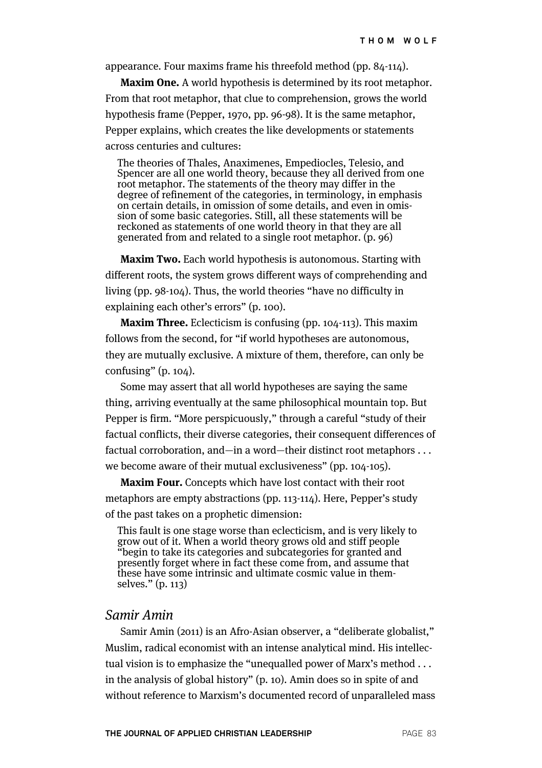appearance. Four maxims frame his threefold method (pp. 84-114).

**Maxim One.** A world hypothesis is determined by its root metaphor. From that root metaphor, that clue to comprehension, grows the world hypothesis frame (Pepper, 1970, pp. 96-98). It is the same metaphor, Pepper explains, which creates the like developments or statements across centuries and cultures:

> The theories of Thales, Anaximenes, Empediocles, Telesio, and Spencer are all one world theory, because they all derived from one root metaphor. The statements of the theory may differ in the degree of refinement of the categories, in terminology, in emphasis on certain details, in omission of some details, and even in omission of some basic categories. Still, all these statements will be reckoned as statements of one world theory in that they are all generated from and related to a single root metaphor. (p. 96)

**Maxim Two.** Each world hypothesis is autonomous. Starting with different roots, the system grows different ways of comprehending and living (pp. 98-104). Thus, the world theories "have no difficulty in explaining each other's errors" (p. 100).

**Maxim Three.** Eclecticism is confusing (pp. 104-113). This maxim follows from the second, for "if world hypotheses are autonomous, they are mutually exclusive. A mixture of them, therefore, can only be confusing" (p. 104).

Some may assert that all world hypotheses are saying the same thing, arriving eventually at the same philosophical mountain top. But Pepper is firm. "More perspicuously," through a careful "study of their factual conflicts, their diverse categories, their consequent differences of factual corroboration, and—in a word—their distinct root metaphors . . . we become aware of their mutual exclusiveness" (pp. 104-105).

**Maxim Four.** Concepts which have lost contact with their root metaphors are empty abstractions (pp. 113-114). Here, Pepper's study of the past takes on a prophetic dimension:

> This fault is one stage worse than eclecticism, and is very likely to grow out of it. When a world theory grows old and stiff people "begin to take its categories and subcategories for granted and presently forget where in fact these come from, and assume that these have some intrinsic and ultimate cosmic value in themselves." (p. 113)

## *Samir Amin*

Samir Amin (2011) is an Afro-Asian observer, a "deliberate globalist," Muslim, radical economist with an intense analytical mind. His intellectual vision is to emphasize the "unequalled power of Marx's method . . . in the analysis of global history" (p. 10). Amin does so in spite of and without reference to Marxism's documented record of unparalleled mass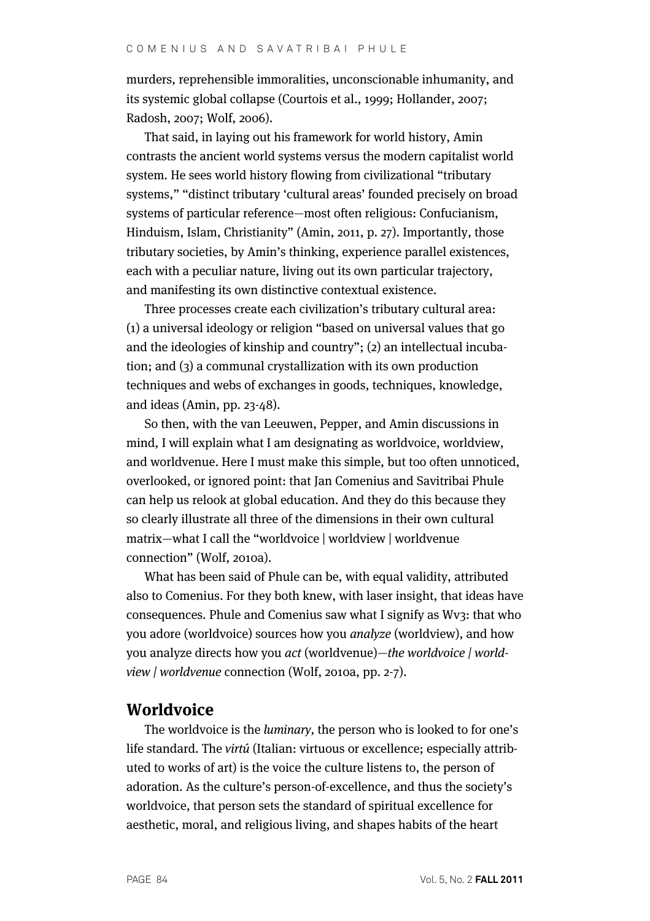murders, reprehensible immoralities, unconscionable inhumanity, and its systemic global collapse (Courtois et al., 1999; Hollander, 2007; Radosh, 2007; Wolf, 2006).

That said, in laying out his framework for world history, Amin contrasts the ancient world systems versus the modern capitalist world system. He sees world history flowing from civilizational "tributary systems," "distinct tributary 'cultural areas' founded precisely on broad systems of particular reference—most often religious: Confucianism, Hinduism, Islam, Christianity" (Amin, 2011, p. 27). Importantly, those tributary societies, by Amin's thinking, experience parallel existences, each with a peculiar nature, living out its own particular trajectory, and manifesting its own distinctive contextual existence.

Three processes create each civilization's tributary cultural area: (1) a universal ideology or religion "based on universal values that go and the ideologies of kinship and country"; (2) an intellectual incubation; and (3) a communal crystallization with its own production techniques and webs of exchanges in goods, techniques, knowledge, and ideas (Amin, pp. 23-48).

So then, with the van Leeuwen, Pepper, and Amin discussions in mind, I will explain what I am designating as worldvoice, worldview, and worldvenue. Here I must make this simple, but too often unnoticed, overlooked, or ignored point: that Jan Comenius and Savitribai Phule can help us relook at global education. And they do this because they so clearly illustrate all three of the dimensions in their own cultural matrix—what I call the "worldvoice | worldview | worldvenue connection" (Wolf, 2010a).

What has been said of Phule can be, with equal validity, attributed also to Comenius. For they both knew, with laser insight, that ideas have consequences. Phule and Comenius saw what I signify as Wv3: that who you adore (worldvoice) sources how you *analyze* (worldview), and how you analyze directs how you *act* (worldvenue)—*the worldvoice | worldview | worldvenue* connection (Wolf, 2010a, pp. 2-7).

## Worldvoice

The worldvoice is the *luminary*, the person who is looked to for one's life standard. The *virtú* (Italian: virtuous or excellence; especially attributed to works of art) is the voice the culture listens to, the person of adoration. As the culture's person-of-excellence, and thus the society's worldvoice, that person sets the standard of spiritual excellence for aesthetic, moral, and religious living, and shapes habits of the heart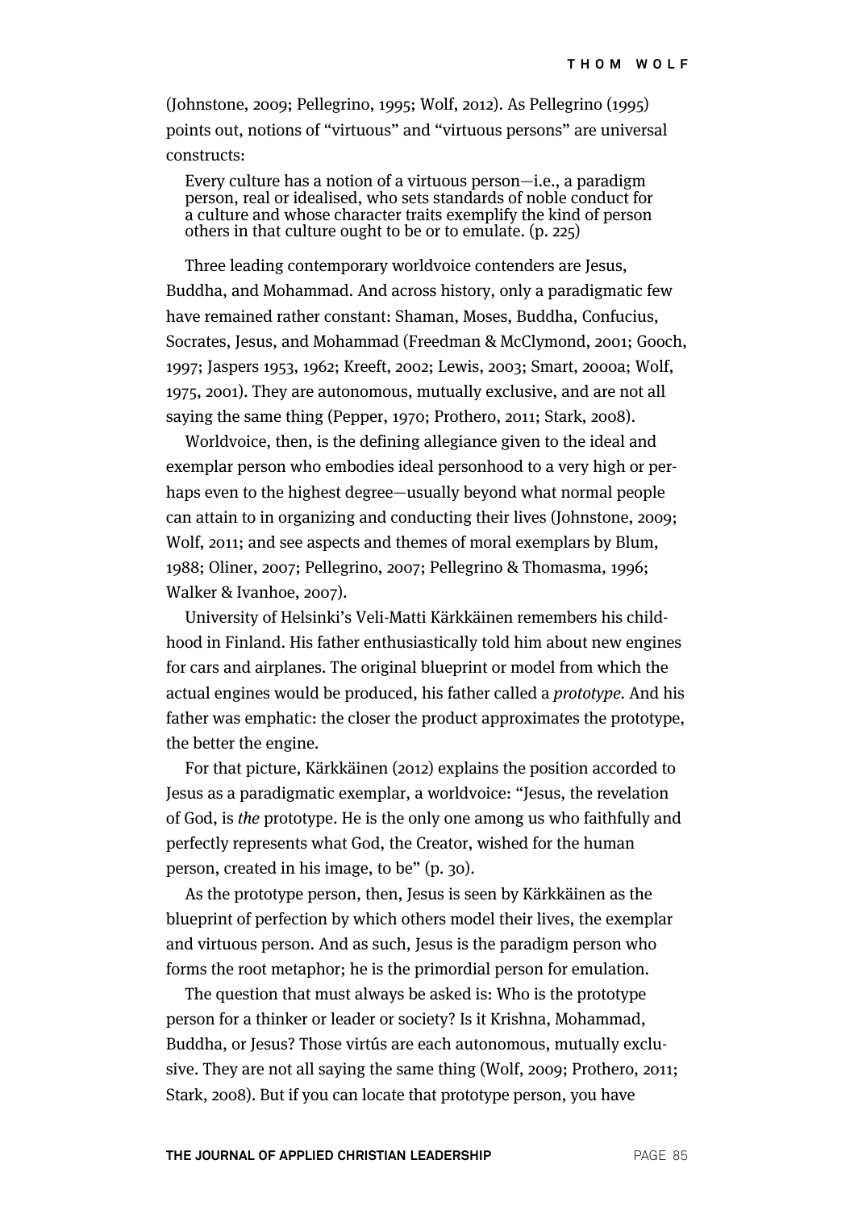(Johnstone, 2009; Pellegrino, 1995; Wolf, 2012). As Pellegrino (1995) points out, notions of "virtuous" and "virtuous persons" are universal constructs:

> Every culture has a notion of a virtuous person—i.e., a paradigm person, real or idealised, who sets standards of noble conduct for a culture and whose character traits exemplify the kind of person others in that culture ought to be or to emulate. (p. 225)

Three leading contemporary worldvoice contenders are Jesus, Buddha, and Mohammad. And across history, only a paradigmatic few have remained rather constant: Shaman, Moses, Buddha, Confucius, Socrates, Jesus, and Mohammad (Freedman & McClymond, 2001; Gooch, 1997; Jaspers 1953, 1962; Kreeft, 2002; Lewis, 2003; Smart, 2000a; Wolf, 1975, 2001). They are autonomous, mutually exclusive, and are not all saying the same thing (Pepper, 1970; Prothero, 2011; Stark, 2008).

Worldvoice, then, is the defining allegiance given to the ideal and exemplar person who embodies ideal personhood to a very high or perhaps even to the highest degree—usually beyond what normal people can attain to in organizing and conducting their lives (Johnstone, 2009; Wolf, 2011; and see aspects and themes of moral exemplars by Blum, 1988; Oliner, 2007; Pellegrino, 2007; Pellegrino & Thomasma, 1996; Walker & Ivanhoe, 2007).

University of Helsinki's Veli-Matti Kärkkäinen remembers his childhood in Finland. His father enthusiastically told him about new engines for cars and airplanes. The original blueprint or model from which the actual engines would be produced, his father called a *prototype*. And his father was emphatic: the closer the product approximates the prototype, the better the engine.

For that picture, Kärkkäinen (2012) explains the position accorded to Jesus as a paradigmatic exemplar, a worldvoice: "Jesus, the revelation of God, is *the* prototype. He is the only one among us who faithfully and perfectly represents what God, the Creator, wished for the human person, created in his image, to be" (p. 30).

As the prototype person, then, Jesus is seen by Kärkkäinen as the blueprint of perfection by which others model their lives, the exemplar and virtuous person. And as such, Jesus is the paradigm person who forms the root metaphor; he is the primordial person for emulation.

The question that must always be asked is: Who is the prototype person for a thinker or leader or society? Is it Krishna, Mohammad, Buddha, or Jesus? Those virtús are each autonomous, mutually exclusive. They are not all saying the same thing (Wolf, 2009; Prothero, 2011; Stark, 2008). But if you can locate that prototype person, you have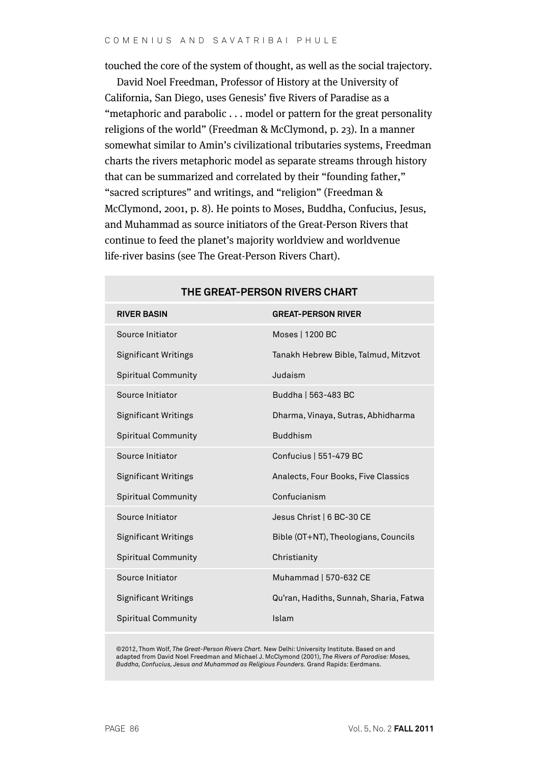touched the core of the system of thought, as well as the social trajectory.

David Noel Freedman, Professor of History at the University of California, San Diego, uses Genesis' five Rivers of Paradise as a "metaphoric and parabolic . . . model or pattern for the great personality religions of the world" (Freedman & McClymond, p. 23). In a manner somewhat similar to Amin's civilizational tributaries systems, Freedman charts the rivers metaphoric model as separate streams through history that can be summarized and correlated by their "founding father," "sacred scriptures" and writings, and "religion" (Freedman & McClymond, 2001, p. 8). He points to Moses, Buddha, Confucius, Jesus, and Muhammad as source initiators of the Great-Person Rivers that continue to feed the planet's majority worldview and worldvenue life-river basins (see The Great-Person Rivers Chart).

**THE GREAT-PERSON RIVERS CHART**

| RIVER BASIN | GREAT-PERSON RIVER |
|---|---|
| Source Initiator | Moses \| 1200 BC |
| Significant Writings | Tanakh Hebrew Bible, Talmud, Mitzvot |
| Spiritual Community | Judaism |
| Source Initiator | Buddha \| 563-483 BC |
| Significant Writings | Dharma, Vinaya, Sutras, Abhidharma |
| Spiritual Community | Buddhism |
| Source Initiator | Confucius \| 551-479 BC |
| Significant Writings | Analects, Four Books, Five Classics |
| Spiritual Community | Confucianism |
| Source Initiator | Jesus Christ \| 6 BC-30 CE |
| Significant Writings | Bible (OT+NT), Theologians, Councils |
| Spiritual Community | Christianity |
| Source Initiator | Muhammad \| 570-632 CE |
| Significant Writings | Qu'ran, Hadiths, Sunnah, Sharia, Fatwa |
| Spiritual Community | Islam |

©2012, Thom Wolf, *The Great-Person Rivers Chart.* New Delhi: University Institute. Based on and adapted from David Noel Freedman and Michael J. McClymond (2001), *The Rivers of Paradise: Moses, Buddha, Confucius, Jesus and Muhammad as Religious Founders.* Grand Rapids: Eerdmans.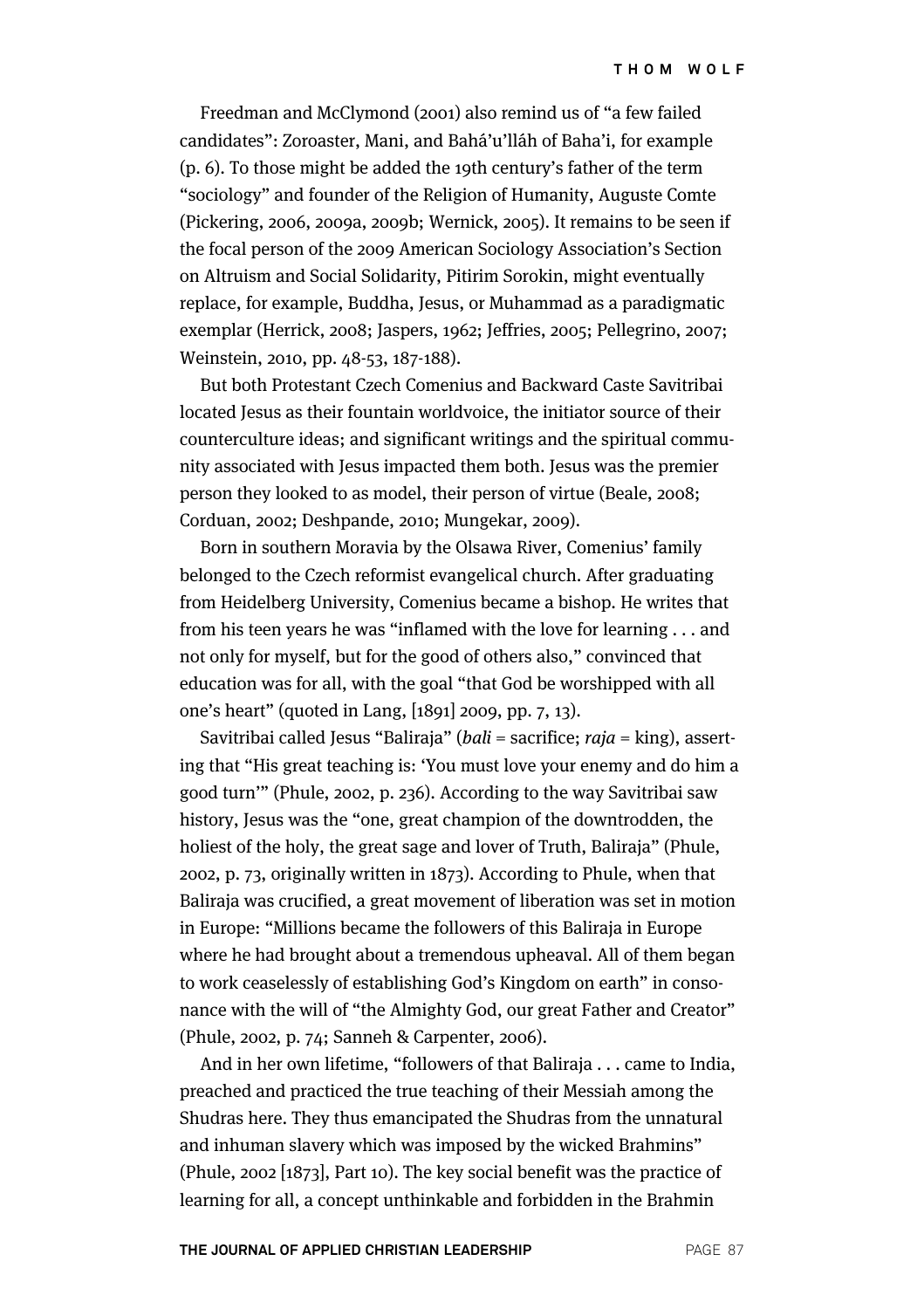Freedman and McClymond (2001) also remind us of "a few failed candidates": Zoroaster, Mani, and Bahá'u'lláh of Baha'i, for example (p. 6). To those might be added the 19th century's father of the term "sociology" and founder of the Religion of Humanity, Auguste Comte (Pickering, 2006, 2009a, 2009b; Wernick, 2005). It remains to be seen if the focal person of the 2009 American Sociology Association's Section on Altruism and Social Solidarity, Pitirim Sorokin, might eventually replace, for example, Buddha, Jesus, or Muhammad as a paradigmatic exemplar (Herrick, 2008; Jaspers, 1962; Jeffries, 2005; Pellegrino, 2007; Weinstein, 2010, pp. 48-53, 187-188).

But both Protestant Czech Comenius and Backward Caste Savitribai located Jesus as their fountain worldvoice, the initiator source of their counterculture ideas; and significant writings and the spiritual community associated with Jesus impacted them both. Jesus was the premier person they looked to as model, their person of virtue (Beale, 2008; Corduan, 2002; Deshpande, 2010; Mungekar, 2009).

Born in southern Moravia by the Olsawa River, Comenius' family belonged to the Czech reformist evangelical church. After graduating from Heidelberg University, Comenius became a bishop. He writes that from his teen years he was "inflamed with the love for learning . . . and not only for myself, but for the good of others also," convinced that education was for all, with the goal "that God be worshipped with all one's heart" (quoted in Lang, [1891] 2009, pp. 7, 13).

Savitribai called Jesus "Baliraja" (*bali* = sacrifice; *raja* = king), asserting that "His great teaching is: 'You must love your enemy and do him a good turn'" (Phule, 2002, p. 236). According to the way Savitribai saw history, Jesus was the "one, great champion of the downtrodden, the holiest of the holy, the great sage and lover of Truth, Baliraja" (Phule, 2002, p. 73, originally written in 1873). According to Phule, when that Baliraja was crucified, a great movement of liberation was set in motion in Europe: "Millions became the followers of this Baliraja in Europe where he had brought about a tremendous upheaval. All of them began to work ceaselessly of establishing God's Kingdom on earth" in consonance with the will of "the Almighty God, our great Father and Creator" (Phule, 2002, p. 74; Sanneh & Carpenter, 2006).

And in her own lifetime, "followers of that Baliraja . . . came to India, preached and practiced the true teaching of their Messiah among the Shudras here. They thus emancipated the Shudras from the unnatural and inhuman slavery which was imposed by the wicked Brahmins" (Phule, 2002 [1873], Part 10). The key social benefit was the practice of learning for all, a concept unthinkable and forbidden in the Brahmin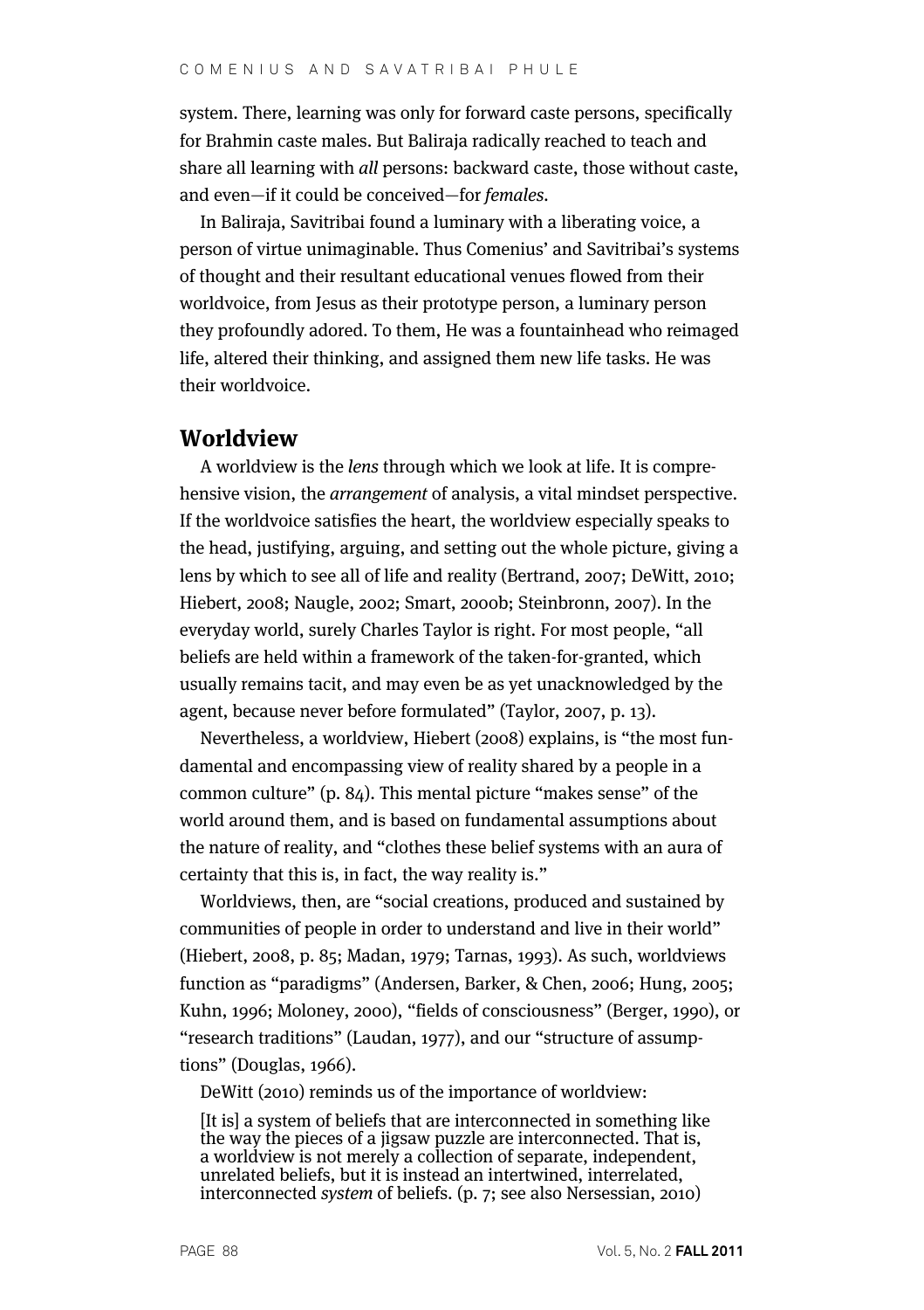system. There, learning was only for forward caste persons, specifically for Brahmin caste males. But Baliraja radically reached to teach and share all learning with *all* persons: backward caste, those without caste, and even—if it could be conceived—for *females*.

In Baliraja, Savitribai found a luminary with a liberating voice, a person of virtue unimaginable. Thus Comenius' and Savitribai's systems of thought and their resultant educational venues flowed from their worldvoice, from Jesus as their prototype person, a luminary person they profoundly adored. To them, He was a fountainhead who reimaged life, altered their thinking, and assigned them new life tasks. He was their worldvoice.

## Worldview

A worldview is the *lens* through which we look at life. It is comprehensive vision, the *arrangement* of analysis, a vital mindset perspective. If the worldvoice satisfies the heart, the worldview especially speaks to the head, justifying, arguing, and setting out the whole picture, giving a lens by which to see all of life and reality (Bertrand, 2007; DeWitt, 2010; Hiebert, 2008; Naugle, 2002; Smart, 2000b; Steinbronn, 2007). In the everyday world, surely Charles Taylor is right. For most people, "all beliefs are held within a framework of the taken-for-granted, which usually remains tacit, and may even be as yet unacknowledged by the agent, because never before formulated" (Taylor, 2007, p. 13).

Nevertheless, a worldview, Hiebert (2008) explains, is "the most fundamental and encompassing view of reality shared by a people in a common culture" (p. 84). This mental picture "makes sense" of the world around them, and is based on fundamental assumptions about the nature of reality, and "clothes these belief systems with an aura of certainty that this is, in fact, the way reality is."

Worldviews, then, are "social creations, produced and sustained by communities of people in order to understand and live in their world" (Hiebert, 2008, p. 85; Madan, 1979; Tarnas, 1993). As such, worldviews function as "paradigms" (Andersen, Barker, & Chen, 2006; Hung, 2005; Kuhn, 1996; Moloney, 2000), "fields of consciousness" (Berger, 1990), or "research traditions" (Laudan, 1977), and our "structure of assumptions" (Douglas, 1966).

DeWitt (2010) reminds us of the importance of worldview:

> [It is] a system of beliefs that are interconnected in something like the way the pieces of a jigsaw puzzle are interconnected. That is, a worldview is not merely a collection of separate, independent, unrelated beliefs, but it is instead an intertwined, interrelated, interconnected *system* of beliefs. (p. 7; see also Nersessian, 2010)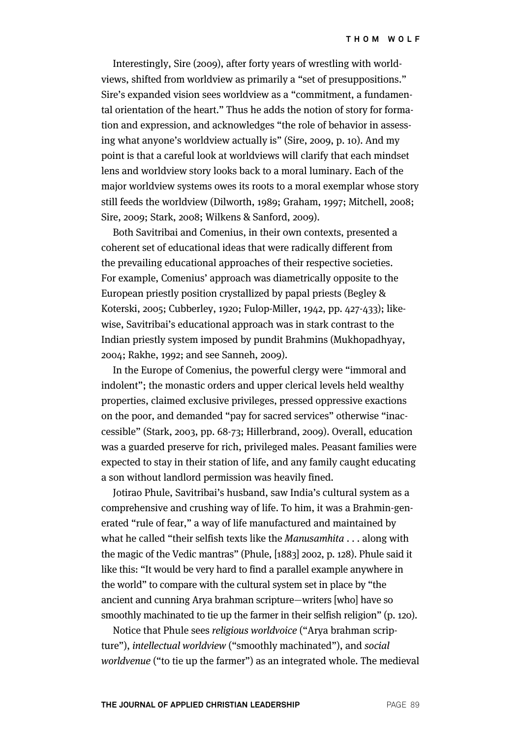Interestingly, Sire (2009), after forty years of wrestling with worldviews, shifted from worldview as primarily a "set of presuppositions." Sire's expanded vision sees worldview as a "commitment, a fundamental orientation of the heart." Thus he adds the notion of story for formation and expression, and acknowledges "the role of behavior in assessing what anyone's worldview actually is" (Sire, 2009, p. 10). And my point is that a careful look at worldviews will clarify that each mindset lens and worldview story looks back to a moral luminary. Each of the major worldview systems owes its roots to a moral exemplar whose story still feeds the worldview (Dilworth, 1989; Graham, 1997; Mitchell, 2008; Sire, 2009; Stark, 2008; Wilkens & Sanford, 2009).

Both Savitribai and Comenius, in their own contexts, presented a coherent set of educational ideas that were radically different from the prevailing educational approaches of their respective societies. For example, Comenius' approach was diametrically opposite to the European priestly position crystallized by papal priests (Begley & Koterski, 2005; Cubberley, 1920; Fulop-Miller, 1942, pp. 427-433); likewise, Savitribai's educational approach was in stark contrast to the Indian priestly system imposed by pundit Brahmins (Mukhopadhyay, 2004; Rakhe, 1992; and see Sanneh, 2009).

In the Europe of Comenius, the powerful clergy were "immoral and indolent"; the monastic orders and upper clerical levels held wealthy properties, claimed exclusive privileges, pressed oppressive exactions on the poor, and demanded "pay for sacred services" otherwise "inaccessible" (Stark, 2003, pp. 68-73; Hillerbrand, 2009). Overall, education was a guarded preserve for rich, privileged males. Peasant families were expected to stay in their station of life, and any family caught educating a son without landlord permission was heavily fined.

Jotirao Phule, Savitribai's husband, saw India's cultural system as a comprehensive and crushing way of life. To him, it was a Brahmin-generated "rule of fear," a way of life manufactured and maintained by what he called "their selfish texts like the *Manusamhita* . . . along with the magic of the Vedic mantras" (Phule, [1883] 2002, p. 128). Phule said it like this: "It would be very hard to find a parallel example anywhere in the world" to compare with the cultural system set in place by "the ancient and cunning Arya brahman scripture—writers [who] have so smoothly machinated to tie up the farmer in their selfish religion" (p. 120).

Notice that Phule sees *religious worldvoice* ("Arya brahman scripture"), *intellectual worldview* ("smoothly machinated"), and *social worldvenue* ("to tie up the farmer") as an integrated whole. The medieval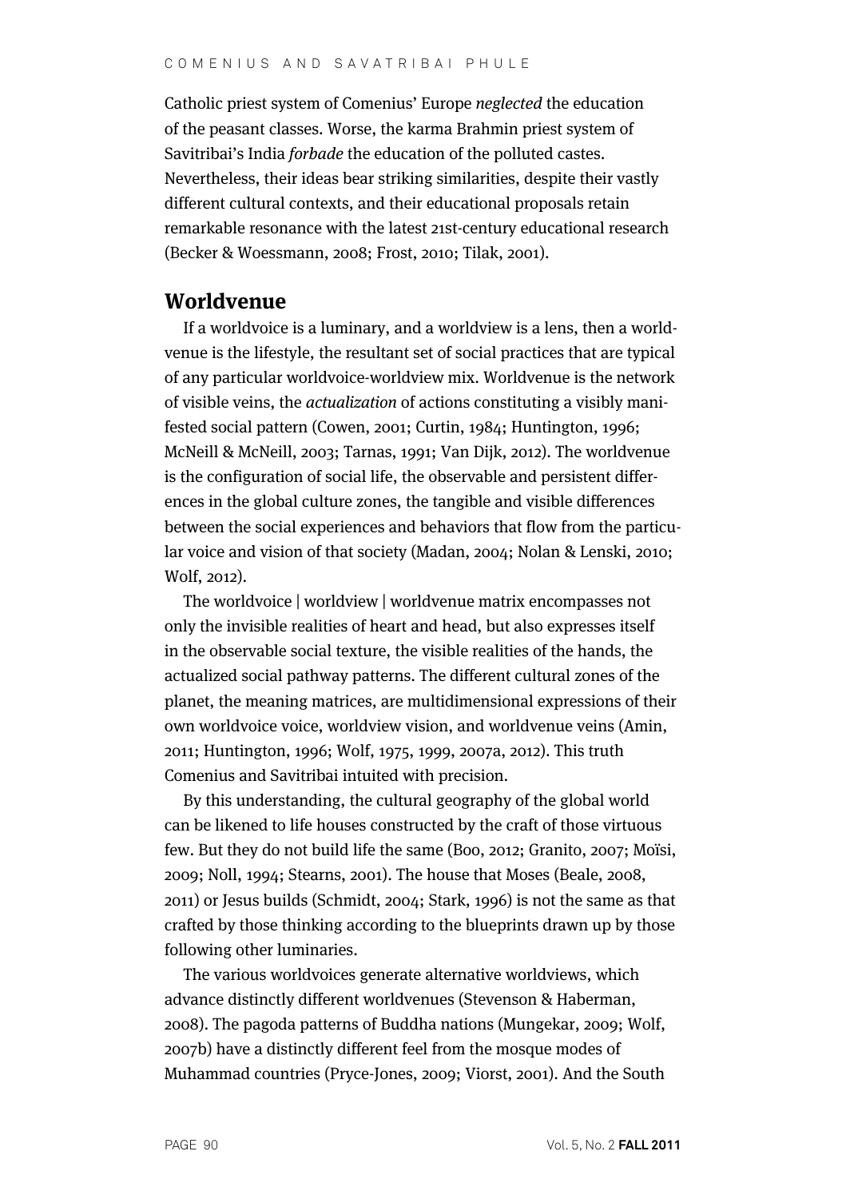Catholic priest system of Comenius' Europe *neglected* the education of the peasant classes. Worse, the karma Brahmin priest system of Savitribai's India *forbade* the education of the polluted castes. Nevertheless, their ideas bear striking similarities, despite their vastly different cultural contexts, and their educational proposals retain remarkable resonance with the latest 21st-century educational research (Becker & Woessmann, 2008; Frost, 2010; Tilak, 2001).

## Worldvenue

If a worldvoice is a luminary, and a worldview is a lens, then a worldvenue is the lifestyle, the resultant set of social practices that are typical of any particular worldvoice-worldview mix. Worldvenue is the network of visible veins, the *actualization* of actions constituting a visibly manifested social pattern (Cowen, 2001; Curtin, 1984; Huntington, 1996; McNeill & McNeill, 2003; Tarnas, 1991; Van Dijk, 2012). The worldvenue is the configuration of social life, the observable and persistent differences in the global culture zones, the tangible and visible differences between the social experiences and behaviors that flow from the particular voice and vision of that society (Madan, 2004; Nolan & Lenski, 2010; Wolf, 2012).

The worldvoice | worldview | worldvenue matrix encompasses not only the invisible realities of heart and head, but also expresses itself in the observable social texture, the visible realities of the hands, the actualized social pathway patterns. The different cultural zones of the planet, the meaning matrices, are multidimensional expressions of their own worldvoice voice, worldview vision, and worldvenue veins (Amin, 2011; Huntington, 1996; Wolf, 1975, 1999, 2007a, 2012). This truth Comenius and Savitribai intuited with precision.

By this understanding, the cultural geography of the global world can be likened to life houses constructed by the craft of those virtuous few. But they do not build life the same (Boo, 2012; Granito, 2007; Moïsi, 2009; Noll, 1994; Stearns, 2001). The house that Moses (Beale, 2008, 2011) or Jesus builds (Schmidt, 2004; Stark, 1996) is not the same as that crafted by those thinking according to the blueprints drawn up by those following other luminaries.

The various worldvoices generate alternative worldviews, which advance distinctly different worldvenues (Stevenson & Haberman, 2008). The pagoda patterns of Buddha nations (Mungekar, 2009; Wolf, 2007b) have a distinctly different feel from the mosque modes of Muhammad countries (Pryce-Jones, 2009; Viorst, 2001). And the South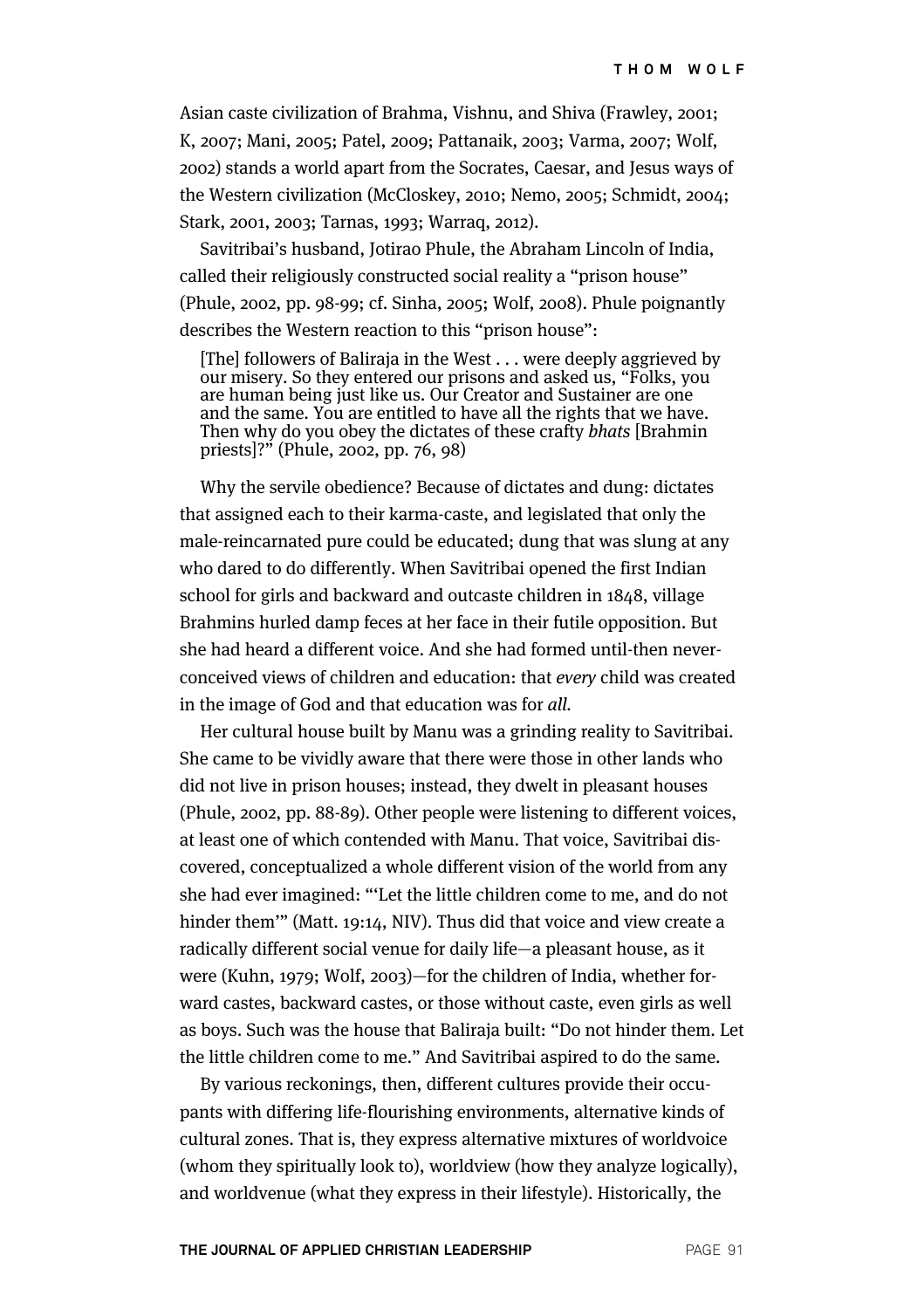Asian caste civilization of Brahma, Vishnu, and Shiva (Frawley, 2001; K, 2007; Mani, 2005; Patel, 2009; Pattanaik, 2003; Varma, 2007; Wolf, 2002) stands a world apart from the Socrates, Caesar, and Jesus ways of the Western civilization (McCloskey, 2010; Nemo, 2005; Schmidt, 2004; Stark, 2001, 2003; Tarnas, 1993; Warraq, 2012).

Savitribai's husband, Jotirao Phule, the Abraham Lincoln of India, called their religiously constructed social reality a "prison house" (Phule, 2002, pp. 98-99; cf. Sinha, 2005; Wolf, 2008). Phule poignantly describes the Western reaction to this "prison house":

> [The] followers of Baliraja in the West . . . were deeply aggrieved by our misery. So they entered our prisons and asked us, "Folks, you are human being just like us. Our Creator and Sustainer are one and the same. You are entitled to have all the rights that we have. Then why do you obey the dictates of these crafty *bhats* [Brahmin priests]?" (Phule, 2002, pp. 76, 98)

Why the servile obedience? Because of dictates and dung: dictates that assigned each to their karma-caste, and legislated that only the male-reincarnated pure could be educated; dung that was slung at any who dared to do differently. When Savitribai opened the first Indian school for girls and backward and outcaste children in 1848, village Brahmins hurled damp feces at her face in their futile opposition. But she had heard a different voice. And she had formed until-then never-conceived views of children and education: that *every* child was created in the image of God and that education was for *all*.

Her cultural house built by Manu was a grinding reality to Savitribai. She came to be vividly aware that there were those in other lands who did not live in prison houses; instead, they dwelt in pleasant houses (Phule, 2002, pp. 88-89). Other people were listening to different voices, at least one of which contended with Manu. That voice, Savitribai discovered, conceptualized a whole different vision of the world from any she had ever imagined: "'Let the little children come to me, and do not hinder them'" (Matt. 19:14, NIV). Thus did that voice and view create a radically different social venue for daily life—a pleasant house, as it were (Kuhn, 1979; Wolf, 2003)—for the children of India, whether forward castes, backward castes, or those without caste, even girls as well as boys. Such was the house that Baliraja built: "Do not hinder them. Let the little children come to me." And Savitribai aspired to do the same.

By various reckonings, then, different cultures provide their occupants with differing life-flourishing environments, alternative kinds of cultural zones. That is, they express alternative mixtures of worldvoice (whom they spiritually look to), worldview (how they analyze logically), and worldvenue (what they express in their lifestyle). Historically, the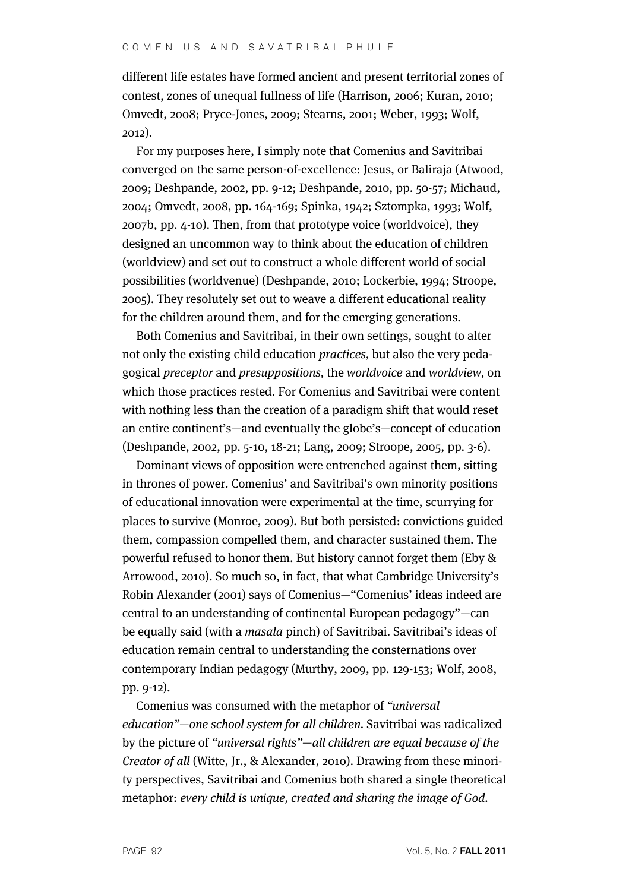different life estates have formed ancient and present territorial zones of contest, zones of unequal fullness of life (Harrison, 2006; Kuran, 2010; Omvedt, 2008; Pryce-Jones, 2009; Stearns, 2001; Weber, 1993; Wolf, 2012).

For my purposes here, I simply note that Comenius and Savitribai converged on the same person-of-excellence: Jesus, or Baliraja (Atwood, 2009; Deshpande, 2002, pp. 9-12; Deshpande, 2010, pp. 50-57; Michaud, 2004; Omvedt, 2008, pp. 164-169; Spinka, 1942; Sztompka, 1993; Wolf, 2007b, pp. 4-10). Then, from that prototype voice (worldvoice), they designed an uncommon way to think about the education of children (worldview) and set out to construct a whole different world of social possibilities (worldvenue) (Deshpande, 2010; Lockerbie, 1994; Stroope, 2005). They resolutely set out to weave a different educational reality for the children around them, and for the emerging generations.

Both Comenius and Savitribai, in their own settings, sought to alter not only the existing child education *practices*, but also the very pedagogical *preceptor* and *presuppositions*, the *worldvoice* and *worldview*, on which those practices rested. For Comenius and Savitribai were content with nothing less than the creation of a paradigm shift that would reset an entire continent's—and eventually the globe's—concept of education (Deshpande, 2002, pp. 5-10, 18-21; Lang, 2009; Stroope, 2005, pp. 3-6).

Dominant views of opposition were entrenched against them, sitting in thrones of power. Comenius' and Savitribai's own minority positions of educational innovation were experimental at the time, scurrying for places to survive (Monroe, 2009). But both persisted: convictions guided them, compassion compelled them, and character sustained them. The powerful refused to honor them. But history cannot forget them (Eby & Arrowood, 2010). So much so, in fact, that what Cambridge University's Robin Alexander (2001) says of Comenius—"Comenius' ideas indeed are central to an understanding of continental European pedagogy"—can be equally said (with a *masala* pinch) of Savitribai. Savitribai's ideas of education remain central to understanding the consternations over contemporary Indian pedagogy (Murthy, 2009, pp. 129-153; Wolf, 2008, pp. 9-12).

Comenius was consumed with the metaphor of *"universal education"—one school system for all children*. Savitribai was radicalized by the picture of *"universal rights"—all children are equal because of the Creator of all* (Witte, Jr., & Alexander, 2010). Drawing from these minority perspectives, Savitribai and Comenius both shared a single theoretical metaphor: *every child is unique, created and sharing the image of God.*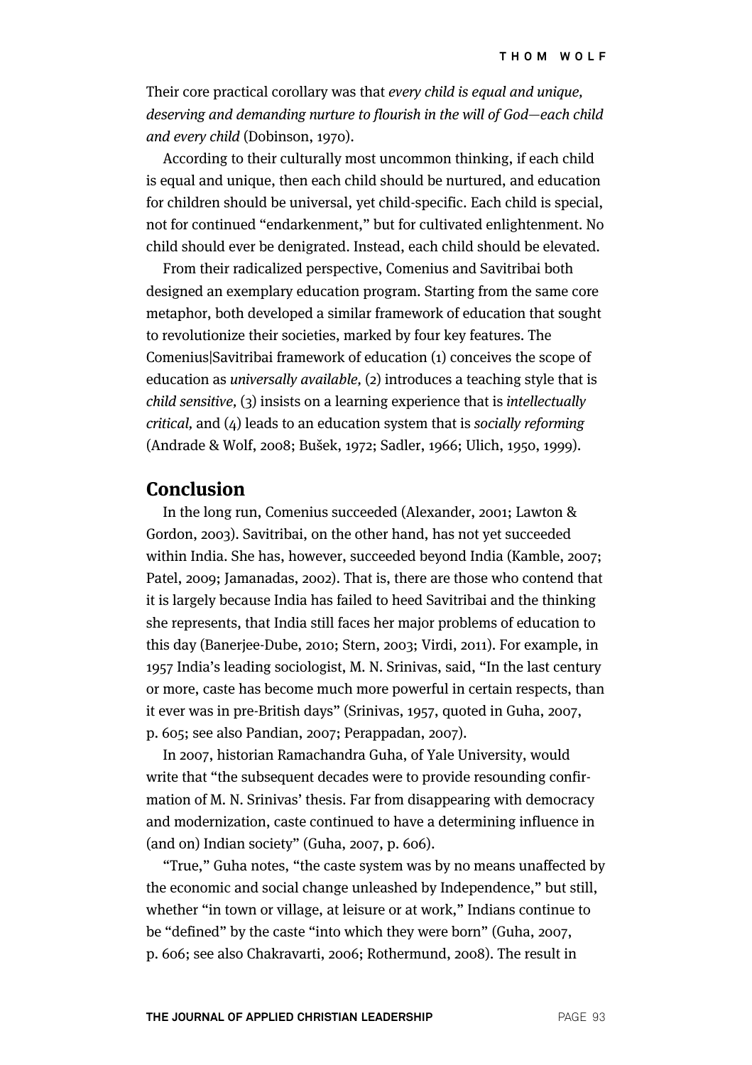Their core practical corollary was that *every child is equal and unique, deserving and demanding nurture to flourish in the will of God—each child and every child* (Dobinson, 1970).

According to their culturally most uncommon thinking, if each child is equal and unique, then each child should be nurtured, and education for children should be universal, yet child-specific. Each child is special, not for continued "endarkenment," but for cultivated enlightenment. No child should ever be denigrated. Instead, each child should be elevated.

From their radicalized perspective, Comenius and Savitribai both designed an exemplary education program. Starting from the same core metaphor, both developed a similar framework of education that sought to revolutionize their societies, marked by four key features. The Comenius|Savitribai framework of education (1) conceives the scope of education as *universally available,* (2) introduces a teaching style that is *child sensitive,* (3) insists on a learning experience that is *intellectually critical,* and (4) leads to an education system that is *socially reforming* (Andrade & Wolf, 2008; Bušek, 1972; Sadler, 1966; Ulich, 1950, 1999).

## Conclusion

In the long run, Comenius succeeded (Alexander, 2001; Lawton & Gordon, 2003). Savitribai, on the other hand, has not yet succeeded within India. She has, however, succeeded beyond India (Kamble, 2007; Patel, 2009; Jamanadas, 2002). That is, there are those who contend that it is largely because India has failed to heed Savitribai and the thinking she represents, that India still faces her major problems of education to this day (Banerjee-Dube, 2010; Stern, 2003; Virdi, 2011). For example, in 1957 India's leading sociologist, M. N. Srinivas, said, "In the last century or more, caste has become much more powerful in certain respects, than it ever was in pre-British days" (Srinivas, 1957, quoted in Guha, 2007, p. 605; see also Pandian, 2007; Perappadan, 2007).

In 2007, historian Ramachandra Guha, of Yale University, would write that "the subsequent decades were to provide resounding confirmation of M. N. Srinivas' thesis. Far from disappearing with democracy and modernization, caste continued to have a determining influence in (and on) Indian society" (Guha, 2007, p. 606).

"True," Guha notes, "the caste system was by no means unaffected by the economic and social change unleashed by Independence," but still, whether "in town or village, at leisure or at work," Indians continue to be "defined" by the caste "into which they were born" (Guha, 2007, p. 606; see also Chakravarti, 2006; Rothermund, 2008). The result in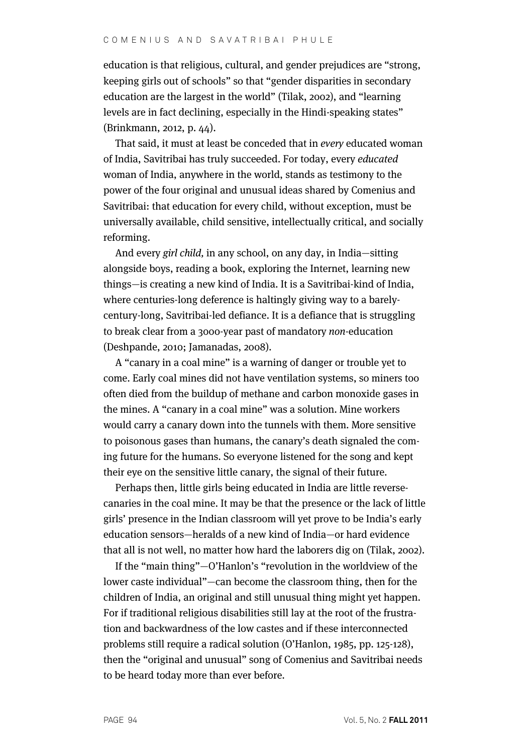education is that religious, cultural, and gender prejudices are "strong, keeping girls out of schools" so that "gender disparities in secondary education are the largest in the world" (Tilak, 2002), and "learning levels are in fact declining, especially in the Hindi-speaking states" (Brinkmann, 2012, p. 44).

That said, it must at least be conceded that in *every* educated woman of India, Savitribai has truly succeeded. For today, every *educated* woman of India, anywhere in the world, stands as testimony to the power of the four original and unusual ideas shared by Comenius and Savitribai: that education for every child, without exception, must be universally available, child sensitive, intellectually critical, and socially reforming.

And every *girl child*, in any school, on any day, in India—sitting alongside boys, reading a book, exploring the Internet, learning new things—is creating a new kind of India. It is a Savitribai-kind of India, where centuries-long deference is haltingly giving way to a barely-century-long, Savitribai-led defiance. It is a defiance that is struggling to break clear from a 3000-year past of mandatory *non*-education (Deshpande, 2010; Jamanadas, 2008).

A "canary in a coal mine" is a warning of danger or trouble yet to come. Early coal mines did not have ventilation systems, so miners too often died from the buildup of methane and carbon monoxide gases in the mines. A "canary in a coal mine" was a solution. Mine workers would carry a canary down into the tunnels with them. More sensitive to poisonous gases than humans, the canary's death signaled the coming future for the humans. So everyone listened for the song and kept their eye on the sensitive little canary, the signal of their future.

Perhaps then, little girls being educated in India are little reverse-canaries in the coal mine. It may be that the presence or the lack of little girls' presence in the Indian classroom will yet prove to be India's early education sensors—heralds of a new kind of India—or hard evidence that all is not well, no matter how hard the laborers dig on (Tilak, 2002).

If the "main thing"—O'Hanlon's "revolution in the worldview of the lower caste individual"—can become the classroom thing, then for the children of India, an original and still unusual thing might yet happen. For if traditional religious disabilities still lay at the root of the frustration and backwardness of the low castes and if these interconnected problems still require a radical solution (O'Hanlon, 1985, pp. 125-128), then the "original and unusual" song of Comenius and Savitribai needs to be heard today more than ever before.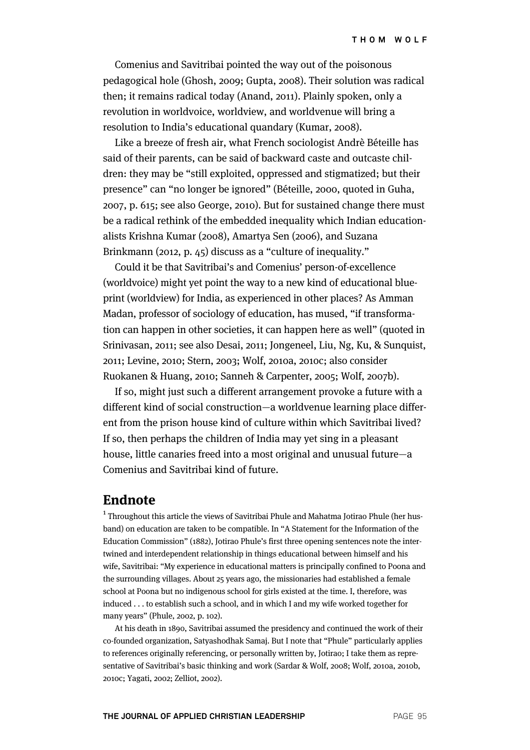Comenius and Savitribai pointed the way out of the poisonous pedagogical hole (Ghosh, 2009; Gupta, 2008). Their solution was radical then; it remains radical today (Anand, 2011). Plainly spoken, only a revolution in worldvoice, worldview, and worldvenue will bring a resolution to India's educational quandary (Kumar, 2008).

Like a breeze of fresh air, what French sociologist Andrè Béteille has said of their parents, can be said of backward caste and outcaste children: they may be "still exploited, oppressed and stigmatized; but their presence" can "no longer be ignored" (Béteille, 2000, quoted in Guha, 2007, p. 615; see also George, 2010). But for sustained change there must be a radical rethink of the embedded inequality which Indian educationalists Krishna Kumar (2008), Amartya Sen (2006), and Suzana Brinkmann (2012, p. 45) discuss as a "culture of inequality."

Could it be that Savitribai's and Comenius' person-of-excellence (worldvoice) might yet point the way to a new kind of educational blueprint (worldview) for India, as experienced in other places? As Amman Madan, professor of sociology of education, has mused, "if transformation can happen in other societies, it can happen here as well" (quoted in Srinivasan, 2011; see also Desai, 2011; Jongeneel, Liu, Ng, Ku, & Sunquist, 2011; Levine, 2010; Stern, 2003; Wolf, 2010a, 2010c; also consider Ruokanen & Huang, 2010; Sanneh & Carpenter, 2005; Wolf, 2007b).

If so, might just such a different arrangement provoke a future with a different kind of social construction—a worldvenue learning place different from the prison house kind of culture within which Savitribai lived? If so, then perhaps the children of India may yet sing in a pleasant house, little canaries freed into a most original and unusual future—a Comenius and Savitribai kind of future.

## Endnote

[1] Throughout this article the views of Savitribai Phule and Mahatma Jotirao Phule (her husband) on education are taken to be compatible. In "A Statement for the Information of the Education Commission" (1882), Jotirao Phule's first three opening sentences note the intertwined and interdependent relationship in things educational between himself and his wife, Savitribai: "My experience in educational matters is principally confined to Poona and the surrounding villages. About 25 years ago, the missionaries had established a female school at Poona but no indigenous school for girls existed at the time. I, therefore, was induced . . . to establish such a school, and in which I and my wife worked together for many years" (Phule, 2002, p. 102).

At his death in 1890, Savitribai assumed the presidency and continued the work of their co-founded organization, Satyashodhak Samaj. But I note that "Phule" particularly applies to references originally referencing, or personally written by, Jotirao; I take them as representative of Savitribai's basic thinking and work (Sardar & Wolf, 2008; Wolf, 2010a, 2010b, 2010c; Yagati, 2002; Zelliot, 2002).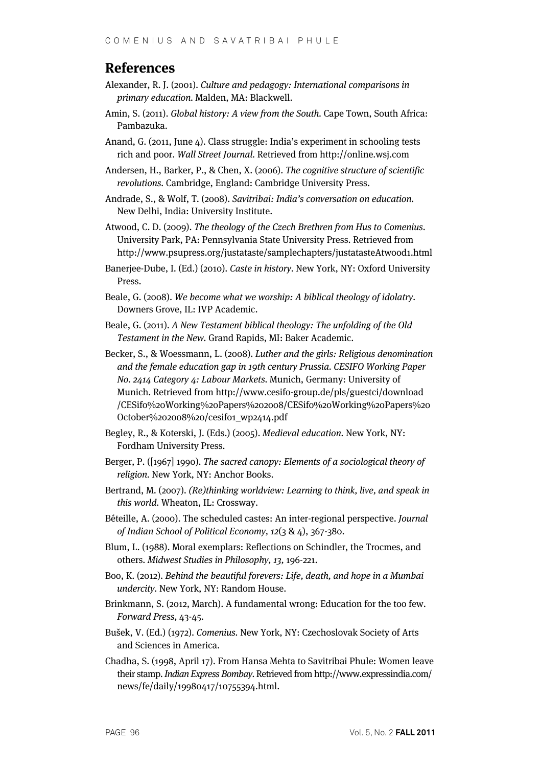## References

Alexander, R. J. (2001). *Culture and pedagogy: International comparisons in primary education*. Malden, MA: Blackwell.

Amin, S. (2011). *Global history: A view from the South*. Cape Town, South Africa: Pambazuka.

Anand, G. (2011, June 4). Class struggle: India's experiment in schooling tests rich and poor. *Wall Street Journal*. Retrieved from http://online.wsj.com

Andersen, H., Barker, P., & Chen, X. (2006). *The cognitive structure of scientific revolutions*. Cambridge, England: Cambridge University Press.

Andrade, S., & Wolf, T. (2008). *Savitribai: India's conversation on education*. New Delhi, India: University Institute.

Atwood, C. D. (2009). *The theology of the Czech Brethren from Hus to Comenius*. University Park, PA: Pennsylvania State University Press. Retrieved from http://www.psupress.org/justataste/samplechapters/justatasteAtwood1.html

Banerjee-Dube, I. (Ed.) (2010). *Caste in history*. New York, NY: Oxford University Press.

Beale, G. (2008). *We become what we worship: A biblical theology of idolatry*. Downers Grove, IL: IVP Academic.

Beale, G. (2011). *A New Testament biblical theology: The unfolding of the Old Testament in the New*. Grand Rapids, MI: Baker Academic.

Becker, S., & Woessmann, L. (2008). *Luther and the girls: Religious denomination and the female education gap in 19th century Prussia. CESIFO Working Paper No. 2414 Category 4: Labour Markets*. Munich, Germany: University of Munich. Retrieved from http://www.cesifo-group.de/pls/guestci/download/CESifo%20Working%20Papers%202008/CESifo%20Working%20Papers%20October%202008%20/cesifo1_wp2414.pdf

Begley, R., & Koterski, J. (Eds.) (2005). *Medieval education*. New York, NY: Fordham University Press.

Berger, P. ([1967] 1990). *The sacred canopy: Elements of a sociological theory of religion*. New York, NY: Anchor Books.

Bertrand, M. (2007). *(Re)thinking worldview: Learning to think, live, and speak in this world*. Wheaton, IL: Crossway.

Béteille, A. (2000). The scheduled castes: An inter-regional perspective. *Journal of Indian School of Political Economy, 12*(3 & 4), 367-380.

Blum, L. (1988). Moral exemplars: Reflections on Schindler, the Trocmes, and others. *Midwest Studies in Philosophy, 13*, 196-221.

Boo, K. (2012). *Behind the beautiful forevers: Life, death, and hope in a Mumbai undercity*. New York, NY: Random House.

Brinkmann, S. (2012, March). A fundamental wrong: Education for the too few. *Forward Press,* 43-45.

Bušek, V. (Ed.) (1972). *Comenius*. New York, NY: Czechoslovak Society of Arts and Sciences in America.

Chadha, S. (1998, April 17). From Hansa Mehta to Savitribai Phule: Women leave their stamp. *Indian Express Bombay*. Retrieved from http://www.expressindia.com/news/fe/daily/19980417/10755394.html.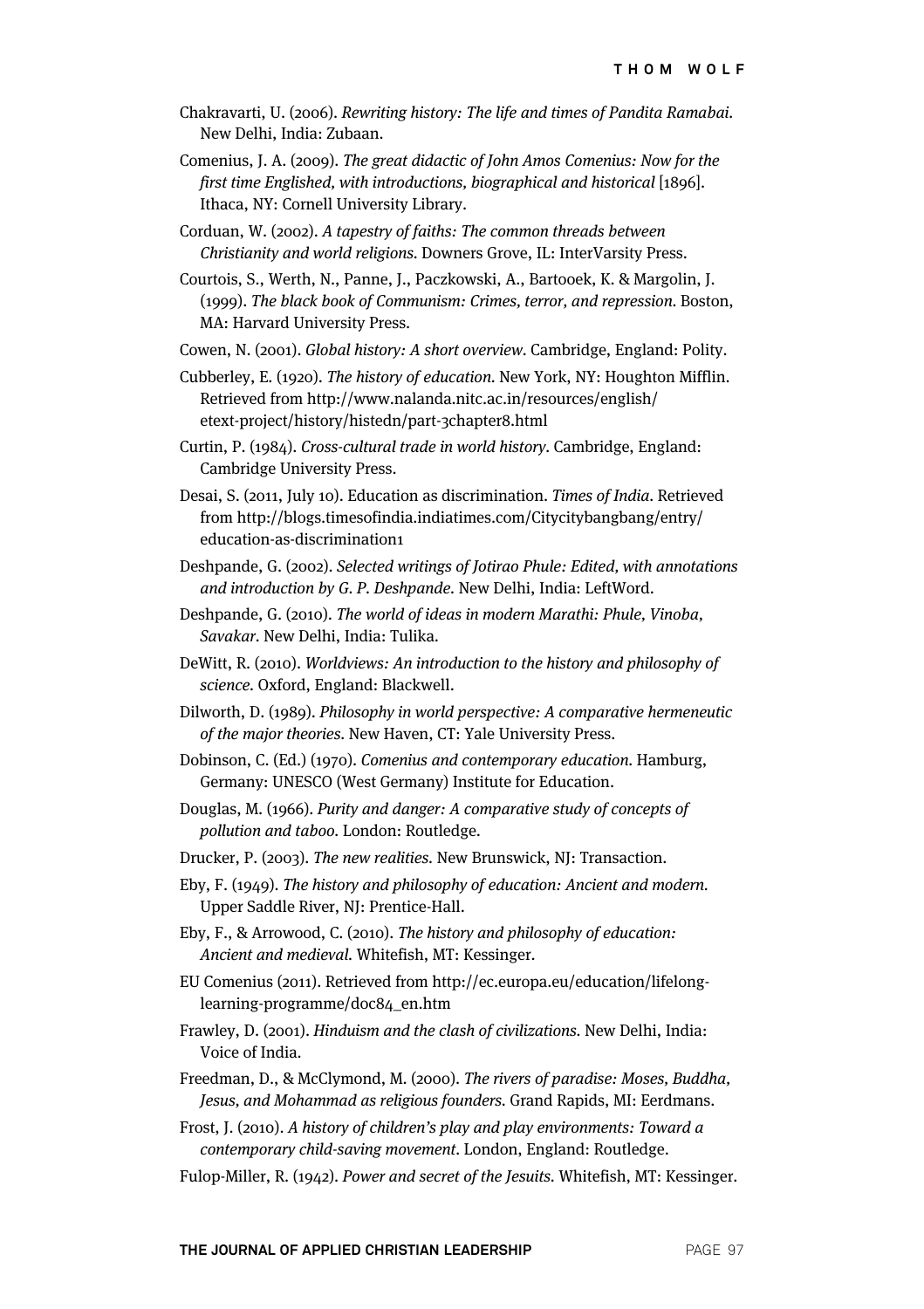Chakravarti, U. (2006). *Rewriting history: The life and times of Pandita Ramabai.* New Delhi, India: Zubaan.

Comenius, J. A. (2009). *The great didactic of John Amos Comenius: Now for the first time Englished, with introductions, biographical and historical* [1896]. Ithaca, NY: Cornell University Library.

Corduan, W. (2002). *A tapestry of faiths: The common threads between Christianity and world religions.* Downers Grove, IL: InterVarsity Press.

Courtois, S., Werth, N., Panne, J., Paczkowski, A., Bartooek, K. & Margolin, J. (1999). *The black book of Communism: Crimes, terror, and repression.* Boston, MA: Harvard University Press.

Cowen, N. (2001). *Global history: A short overview.* Cambridge, England: Polity.

Cubberley, E. (1920). *The history of education.* New York, NY: Houghton Mifflin. Retrieved from http://www.nalanda.nitc.ac.in/resources/english/etext-project/history/histedn/part-3chapter8.html

Curtin, P. (1984). *Cross-cultural trade in world history.* Cambridge, England: Cambridge University Press.

Desai, S. (2011, July 10). Education as discrimination. *Times of India.* Retrieved from http://blogs.timesofindia.indiatimes.com/Citycitybangbang/entry/education-as-discrimination1

Deshpande, G. (2002). *Selected writings of Jotirao Phule: Edited, with annotations and introduction by G. P. Deshpande.* New Delhi, India: LeftWord.

Deshpande, G. (2010). *The world of ideas in modern Marathi: Phule, Vinoba, Savakar.* New Delhi, India: Tulika.

DeWitt, R. (2010). *Worldviews: An introduction to the history and philosophy of science.* Oxford, England: Blackwell.

Dilworth, D. (1989). *Philosophy in world perspective: A comparative hermeneutic of the major theories.* New Haven, CT: Yale University Press.

Dobinson, C. (Ed.) (1970). *Comenius and contemporary education.* Hamburg, Germany: UNESCO (West Germany) Institute for Education.

Douglas, M. (1966). *Purity and danger: A comparative study of concepts of pollution and taboo.* London: Routledge.

Drucker, P. (2003). *The new realities.* New Brunswick, NJ: Transaction.

Eby, F. (1949). *The history and philosophy of education: Ancient and modern.* Upper Saddle River, NJ: Prentice-Hall.

Eby, F., & Arrowood, C. (2010). *The history and philosophy of education: Ancient and medieval.* Whitefish, MT: Kessinger.

EU Comenius (2011). Retrieved from http://ec.europa.eu/education/lifelong-learning-programme/doc84_en.htm

Frawley, D. (2001). *Hinduism and the clash of civilizations.* New Delhi, India: Voice of India.

Freedman, D., & McClymond, M. (2000). *The rivers of paradise: Moses, Buddha, Jesus, and Mohammad as religious founders.* Grand Rapids, MI: Eerdmans.

Frost, J. (2010). *A history of children's play and play environments: Toward a contemporary child-saving movement.* London, England: Routledge.

Fulop-Miller, R. (1942). *Power and secret of the Jesuits.* Whitefish, MT: Kessinger.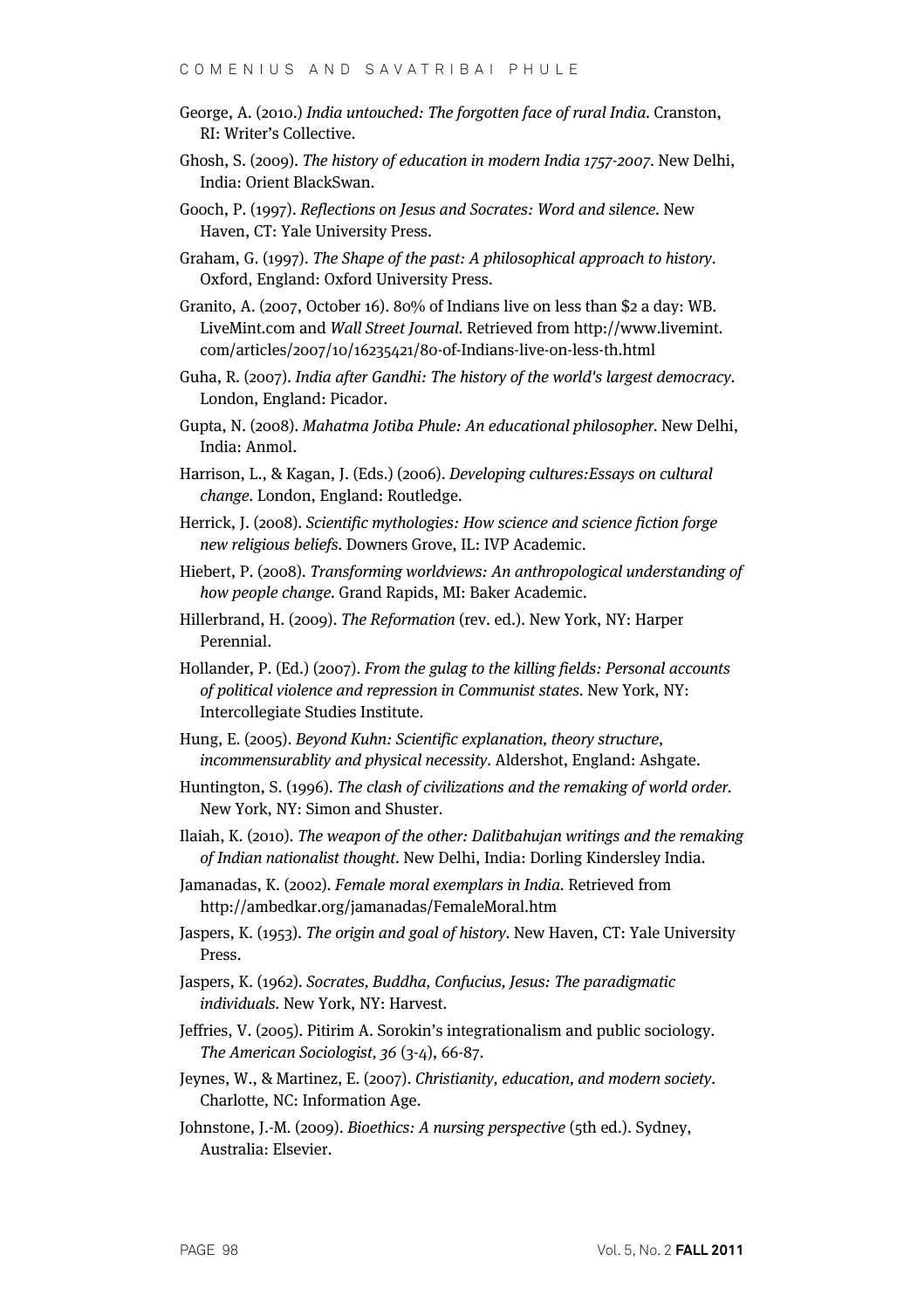George, A. (2010.) *India untouched: The forgotten face of rural India*. Cranston, RI: Writer's Collective.

Ghosh, S. (2009). *The history of education in modern India 1757-2007*. New Delhi, India: Orient BlackSwan.

Gooch, P. (1997). *Reflections on Jesus and Socrates: Word and silence*. New Haven, CT: Yale University Press.

Graham, G. (1997). *The Shape of the past: A philosophical approach to history*. Oxford, England: Oxford University Press.

Granito, A. (2007, October 16). 80% of Indians live on less than $2 a day: WB. LiveMint.com and *Wall Street Journal*. Retrieved from http://www.livemint.com/articles/2007/10/16235421/80-of-Indians-live-on-less-th.html

Guha, R. (2007). *India after Gandhi: The history of the world's largest democracy*. London, England: Picador.

Gupta, N. (2008). *Mahatma Jotiba Phule: An educational philosopher*. New Delhi, India: Anmol.

Harrison, L., & Kagan, J. (Eds.) (2006). *Developing cultures:Essays on cultural change*. London, England: Routledge.

Herrick, J. (2008). *Scientific mythologies: How science and science fiction forge new religious beliefs*. Downers Grove, IL: IVP Academic.

Hiebert, P. (2008). *Transforming worldviews: An anthropological understanding of how people change*. Grand Rapids, MI: Baker Academic.

Hillerbrand, H. (2009). *The Reformation* (rev. ed.). New York, NY: Harper Perennial.

Hollander, P. (Ed.) (2007). *From the gulag to the killing fields: Personal accounts of political violence and repression in Communist states*. New York, NY: Intercollegiate Studies Institute.

Hung, E. (2005). *Beyond Kuhn: Scientific explanation, theory structure, incommensurablity and physical necessity*. Aldershot, England: Ashgate.

Huntington, S. (1996). *The clash of civilizations and the remaking of world order*. New York, NY: Simon and Shuster.

Ilaiah, K. (2010). *The weapon of the other: Dalitbahujan writings and the remaking of Indian nationalist thought*. New Delhi, India: Dorling Kindersley India.

Jamanadas, K. (2002). *Female moral exemplars in India*. Retrieved from http://ambedkar.org/jamanadas/FemaleMoral.htm

Jaspers, K. (1953). *The origin and goal of history*. New Haven, CT: Yale University Press.

Jaspers, K. (1962). *Socrates, Buddha, Confucius, Jesus: The paradigmatic individuals*. New York, NY: Harvest.

Jeffries, V. (2005). Pitirim A. Sorokin's integrationalism and public sociology. *The American Sociologist, 36* (3-4), 66-87.

Jeynes, W., & Martinez, E. (2007). *Christianity, education, and modern society*. Charlotte, NC: Information Age.

Johnstone, J.-M. (2009). *Bioethics: A nursing perspective* (5th ed.). Sydney, Australia: Elsevier.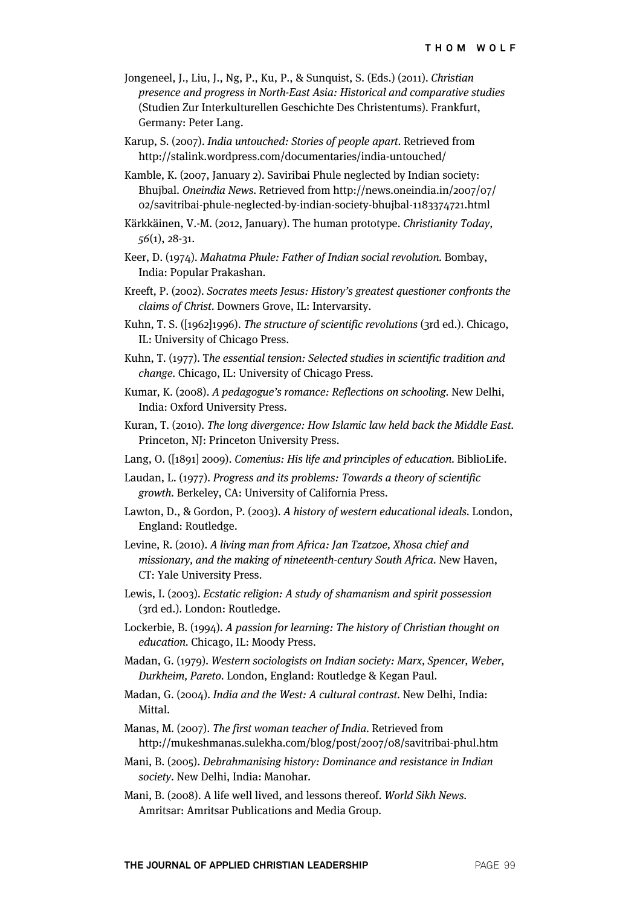Jongeneel, J., Liu, J., Ng, P., Ku, P., & Sunquist, S. (Eds.) (2011). *Christian presence and progress in North-East Asia: Historical and comparative studies* (Studien Zur Interkulturellen Geschichte Des Christentums). Frankfurt, Germany: Peter Lang.

Karup, S. (2007). *India untouched: Stories of people apart*. Retrieved from http://stalink.wordpress.com/documentaries/india-untouched/

Kamble, K. (2007, January 2). Saviribai Phule neglected by Indian society: Bhujbal. *Oneindia News*. Retrieved from http://news.oneindia.in/2007/07/02/savitribai-phule-neglected-by-indian-society-bhujbal-1183374721.html

Kärkkäinen, V.-M. (2012, January). The human prototype. *Christianity Today, 56*(1), 28-31.

Keer, D. (1974). *Mahatma Phule: Father of Indian social revolution*. Bombay, India: Popular Prakashan.

Kreeft, P. (2002). *Socrates meets Jesus: History's greatest questioner confronts the claims of Christ*. Downers Grove, IL: Intervarsity.

Kuhn, T. S. ([1962]1996). *The structure of scientific revolutions* (3rd ed.). Chicago, IL: University of Chicago Press.

Kuhn, T. (1977). T*he essential tension: Selected studies in scientific tradition and change*. Chicago, IL: University of Chicago Press.

Kumar, K. (2008). *A pedagogue's romance: Reflections on schooling*. New Delhi, India: Oxford University Press.

Kuran, T. (2010). *The long divergence: How Islamic law held back the Middle East*. Princeton, NJ: Princeton University Press.

Lang, O. ([1891] 2009). *Comenius: His life and principles of education*. BiblioLife.

Laudan, L. (1977). *Progress and its problems: Towards a theory of scientific growth*. Berkeley, CA: University of California Press.

Lawton, D., & Gordon, P. (2003). *A history of western educational ideals*. London, England: Routledge.

Levine, R. (2010). *A living man from Africa: Jan Tzatzoe, Xhosa chief and missionary, and the making of nineteenth-century South Africa*. New Haven, CT: Yale University Press.

Lewis, I. (2003). *Ecstatic religion: A study of shamanism and spirit possession* (3rd ed.). London: Routledge.

Lockerbie, B. (1994). *A passion for learning: The history of Christian thought on education*. Chicago, IL: Moody Press.

Madan, G. (1979). *Western sociologists on Indian society: Marx, Spencer, Weber, Durkheim, Pareto*. London, England: Routledge & Kegan Paul.

Madan, G. (2004). *India and the West: A cultural contrast*. New Delhi, India: Mittal.

Manas, M. (2007). *The first woman teacher of India*. Retrieved from http://mukeshmanas.sulekha.com/blog/post/2007/08/savitribai-phul.htm

Mani, B. (2005). *Debrahmanising history: Dominance and resistance in Indian society*. New Delhi, India: Manohar.

Mani, B. (2008). A life well lived, and lessons thereof. *World Sikh News*. Amritsar: Amritsar Publications and Media Group.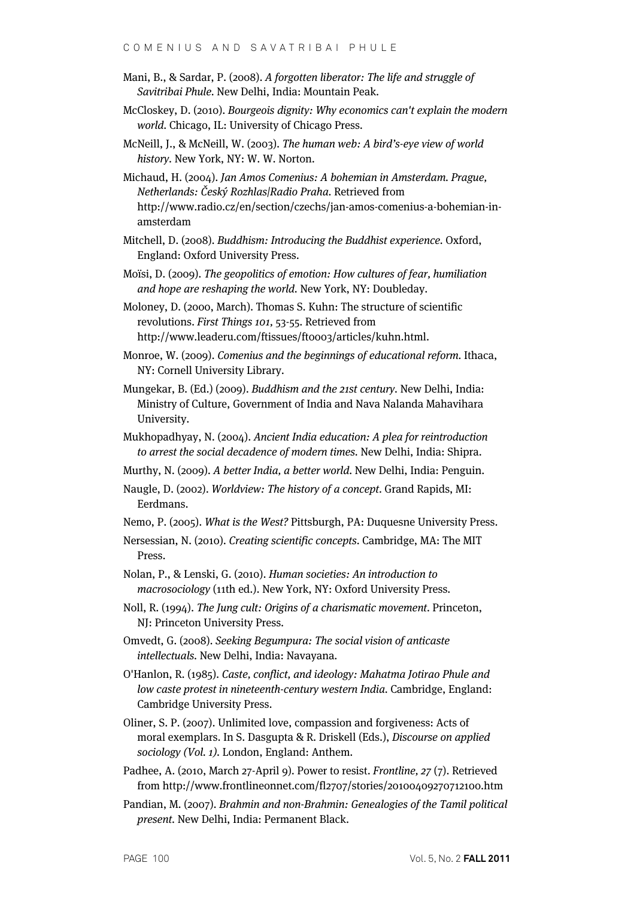Mani, B., & Sardar, P. (2008). *A forgotten liberator: The life and struggle of Savitribai Phule*. New Delhi, India: Mountain Peak.

McCloskey, D. (2010). *Bourgeois dignity: Why economics can't explain the modern world*. Chicago, IL: University of Chicago Press.

McNeill, J., & McNeill, W. (2003). *The human web: A bird's-eye view of world history*. New York, NY: W. W. Norton.

Michaud, H. (2004). *Jan Amos Comenius: A bohemian in Amsterdam. Prague, Netherlands: Český Rozhlas/Radio Praha*. Retrieved from http://www.radio.cz/en/section/czechs/jan-amos-comenius-a-bohemian-in-amsterdam

Mitchell, D. (2008). *Buddhism: Introducing the Buddhist experience*. Oxford, England: Oxford University Press.

Moïsi, D. (2009). *The geopolitics of emotion: How cultures of fear, humiliation and hope are reshaping the world*. New York, NY: Doubleday.

Moloney, D. (2000, March). Thomas S. Kuhn: The structure of scientific revolutions. *First Things 101*, 53-55. Retrieved from http://www.leaderu.com/ftissues/ft0003/articles/kuhn.html.

Monroe, W. (2009). *Comenius and the beginnings of educational reform*. Ithaca, NY: Cornell University Library.

Mungekar, B. (Ed.) (2009). *Buddhism and the 21st century*. New Delhi, India: Ministry of Culture, Government of India and Nava Nalanda Mahavihara University.

Mukhopadhyay, N. (2004). *Ancient India education: A plea for reintroduction to arrest the social decadence of modern times*. New Delhi, India: Shipra.

Murthy, N. (2009). *A better India, a better world*. New Delhi, India: Penguin.

Naugle, D. (2002). *Worldview: The history of a concept*. Grand Rapids, MI: Eerdmans.

Nemo, P. (2005). *What is the West?* Pittsburgh, PA: Duquesne University Press.

Nersessian, N. (2010). *Creating scientific concepts*. Cambridge, MA: The MIT Press.

Nolan, P., & Lenski, G. (2010). *Human societies: An introduction to macrosociology* (11th ed.). New York, NY: Oxford University Press.

Noll, R. (1994). *The Jung cult: Origins of a charismatic movement*. Princeton, NJ: Princeton University Press.

Omvedt, G. (2008). *Seeking Begumpura: The social vision of anticaste intellectuals*. New Delhi, India: Navayana.

O'Hanlon, R. (1985). *Caste, conflict, and ideology: Mahatma Jotirao Phule and low caste protest in nineteenth-century western India*. Cambridge, England: Cambridge University Press.

Oliner, S. P. (2007). Unlimited love, compassion and forgiveness: Acts of moral exemplars. In S. Dasgupta & R. Driskell (Eds.), *Discourse on applied sociology (Vol. 1)*. London, England: Anthem.

Padhee, A. (2010, March 27-April 9). Power to resist. *Frontline, 27* (7). Retrieved from http://www.frontlineonnet.com/fl2707/stories/20100409270712100.htm

Pandian, M. (2007). *Brahmin and non-Brahmin: Genealogies of the Tamil political present*. New Delhi, India: Permanent Black.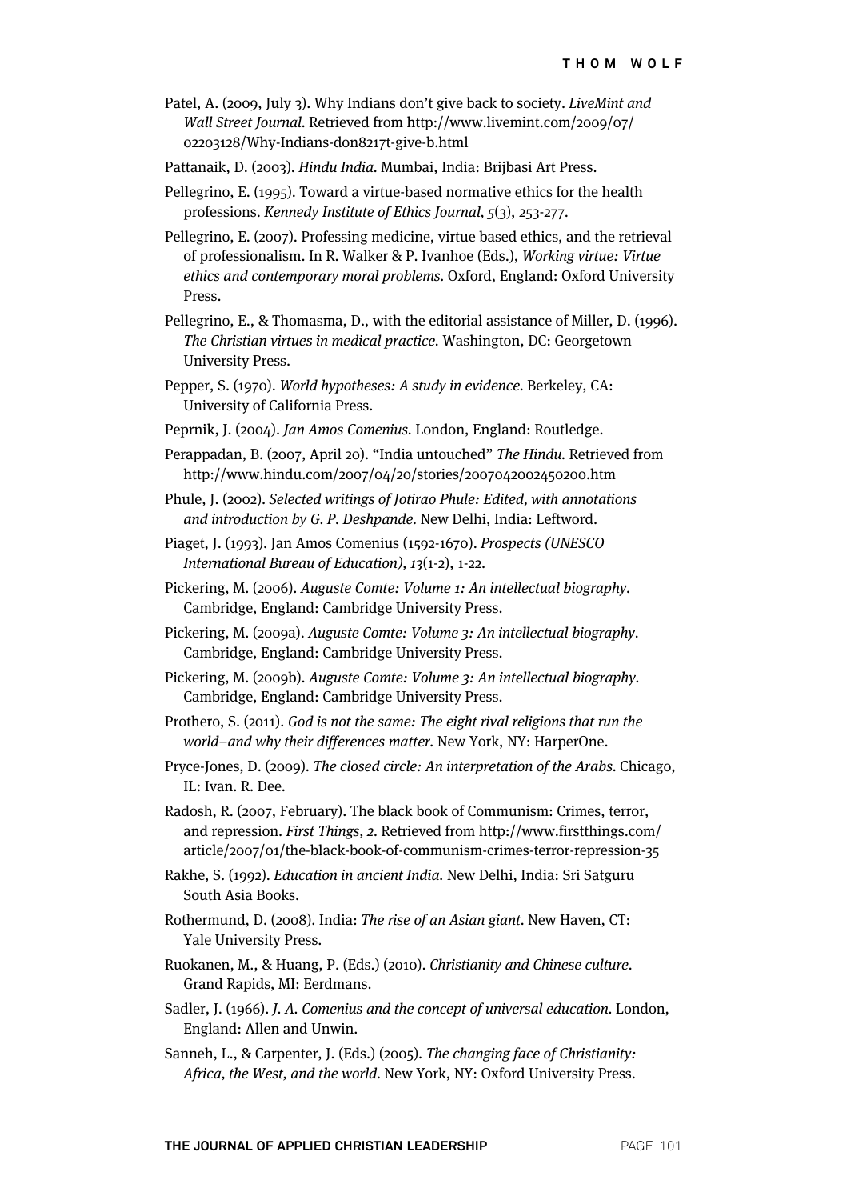Patel, A. (2009, July 3). Why Indians don't give back to society. *LiveMint and Wall Street Journal*. Retrieved from http://www.livemint.com/2009/07/02203128/Why-Indians-don8217t-give-b.html

Pattanaik, D. (2003). *Hindu India*. Mumbai, India: Brijbasi Art Press.

Pellegrino, E. (1995). Toward a virtue-based normative ethics for the health professions. *Kennedy Institute of Ethics Journal, 5*(3), 253-277.

Pellegrino, E. (2007). Professing medicine, virtue based ethics, and the retrieval of professionalism. In R. Walker & P. Ivanhoe (Eds.), *Working virtue: Virtue ethics and contemporary moral problems*. Oxford, England: Oxford University Press.

Pellegrino, E., & Thomasma, D., with the editorial assistance of Miller, D. (1996). *The Christian virtues in medical practice*. Washington, DC: Georgetown University Press.

Pepper, S. (1970). *World hypotheses: A study in evidence*. Berkeley, CA: University of California Press.

Peprnik, J. (2004). *Jan Amos Comenius*. London, England: Routledge.

Perappadan, B. (2007, April 20). "India untouched" *The Hindu*. Retrieved from http://www.hindu.com/2007/04/20/stories/2007042002450200.htm

Phule, J. (2002). *Selected writings of Jotirao Phule: Edited, with annotations and introduction by G. P. Deshpande*. New Delhi, India: Leftword.

Piaget, J. (1993). Jan Amos Comenius (1592-1670). *Prospects (UNESCO International Bureau of Education), 13*(1-2), 1-22.

Pickering, M. (2006). *Auguste Comte: Volume 1: An intellectual biography*. Cambridge, England: Cambridge University Press.

Pickering, M. (2009a). *Auguste Comte: Volume 3: An intellectual biography*. Cambridge, England: Cambridge University Press.

Pickering, M. (2009b). *Auguste Comte: Volume 3: An intellectual biography*. Cambridge, England: Cambridge University Press.

Prothero, S. (2011). *God is not the same: The eight rival religions that run the world–and why their differences matter*. New York, NY: HarperOne.

Pryce-Jones, D. (2009). *The closed circle: An interpretation of the Arabs*. Chicago, IL: Ivan. R. Dee.

Radosh, R. (2007, February). The black book of Communism: Crimes, terror, and repression. *First Things, 2*. Retrieved from http://www.firstthings.com/article/2007/01/the-black-book-of-communism-crimes-terror-repression-35

Rakhe, S. (1992). *Education in ancient India*. New Delhi, India: Sri Satguru South Asia Books.

Rothermund, D. (2008). India: *The rise of an Asian giant*. New Haven, CT: Yale University Press.

Ruokanen, M., & Huang, P. (Eds.) (2010). *Christianity and Chinese culture*. Grand Rapids, MI: Eerdmans.

Sadler, J. (1966). *J. A. Comenius and the concept of universal education*. London, England: Allen and Unwin.

Sanneh, L., & Carpenter, J. (Eds.) (2005). *The changing face of Christianity: Africa, the West, and the world*. New York, NY: Oxford University Press.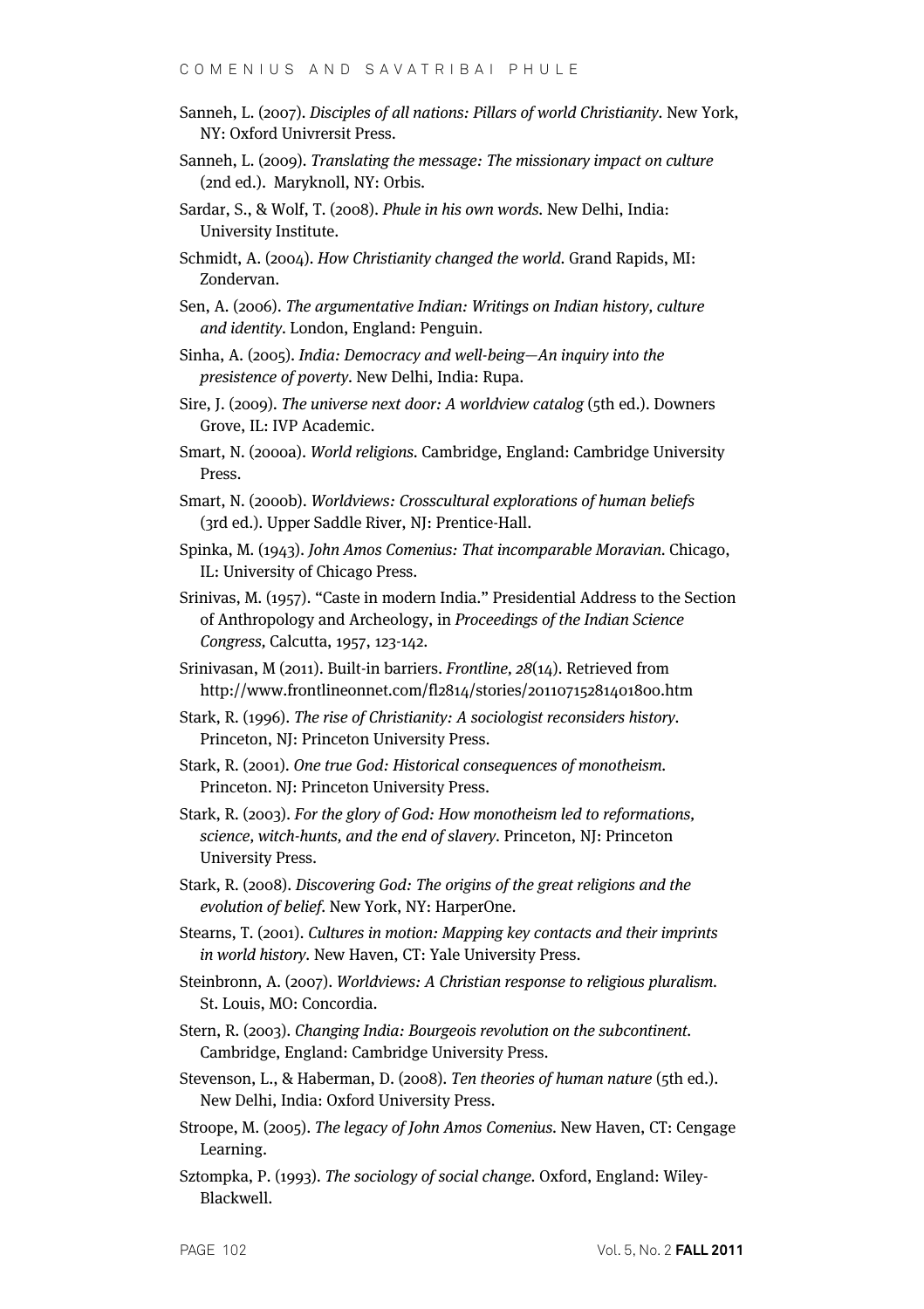Sanneh, L. (2007). *Disciples of all nations: Pillars of world Christianity.* New York, NY: Oxford Univrersit Press.

Sanneh, L. (2009). *Translating the message: The missionary impact on culture* (2nd ed.). Maryknoll, NY: Orbis.

Sardar, S., & Wolf, T. (2008). *Phule in his own words.* New Delhi, India: University Institute.

Schmidt, A. (2004). *How Christianity changed the world.* Grand Rapids, MI: Zondervan.

Sen, A. (2006). *The argumentative Indian: Writings on Indian history, culture and identity.* London, England: Penguin.

Sinha, A. (2005). *India: Democracy and well-being—An inquiry into the presistence of poverty.* New Delhi, India: Rupa.

Sire, J. (2009). *The universe next door: A worldview catalog* (5th ed.). Downers Grove, IL: IVP Academic.

Smart, N. (2000a). *World religions.* Cambridge, England: Cambridge University Press.

Smart, N. (2000b). *Worldviews: Crosscultural explorations of human beliefs* (3rd ed.). Upper Saddle River, NJ: Prentice-Hall.

Spinka, M. (1943). *John Amos Comenius: That incomparable Moravian.* Chicago, IL: University of Chicago Press.

Srinivas, M. (1957). "Caste in modern India." Presidential Address to the Section of Anthropology and Archeology, in *Proceedings of the Indian Science Congress,* Calcutta, 1957, 123-142.

Srinivasan, M (2011). Built-in barriers. *Frontline, 28*(14). Retrieved from http://www.frontlineonnet.com/fl2814/stories/20110715281401800.htm

Stark, R. (1996). *The rise of Christianity: A sociologist reconsiders history.* Princeton, NJ: Princeton University Press.

Stark, R. (2001). *One true God: Historical consequences of monotheism.* Princeton. NJ: Princeton University Press.

Stark, R. (2003). *For the glory of God: How monotheism led to reformations, science, witch-hunts, and the end of slavery.* Princeton, NJ: Princeton University Press.

Stark, R. (2008). *Discovering God: The origins of the great religions and the evolution of belief.* New York, NY: HarperOne.

Stearns, T. (2001). *Cultures in motion: Mapping key contacts and their imprints in world history.* New Haven, CT: Yale University Press.

Steinbronn, A. (2007). *Worldviews: A Christian response to religious pluralism.* St. Louis, MO: Concordia.

Stern, R. (2003). *Changing India: Bourgeois revolution on the subcontinent.* Cambridge, England: Cambridge University Press.

Stevenson, L., & Haberman, D. (2008). *Ten theories of human nature* (5th ed.). New Delhi, India: Oxford University Press.

Stroope, M. (2005). *The legacy of John Amos Comenius.* New Haven, CT: Cengage Learning.

Sztompka, P. (1993). *The sociology of social change.* Oxford, England: Wiley-Blackwell.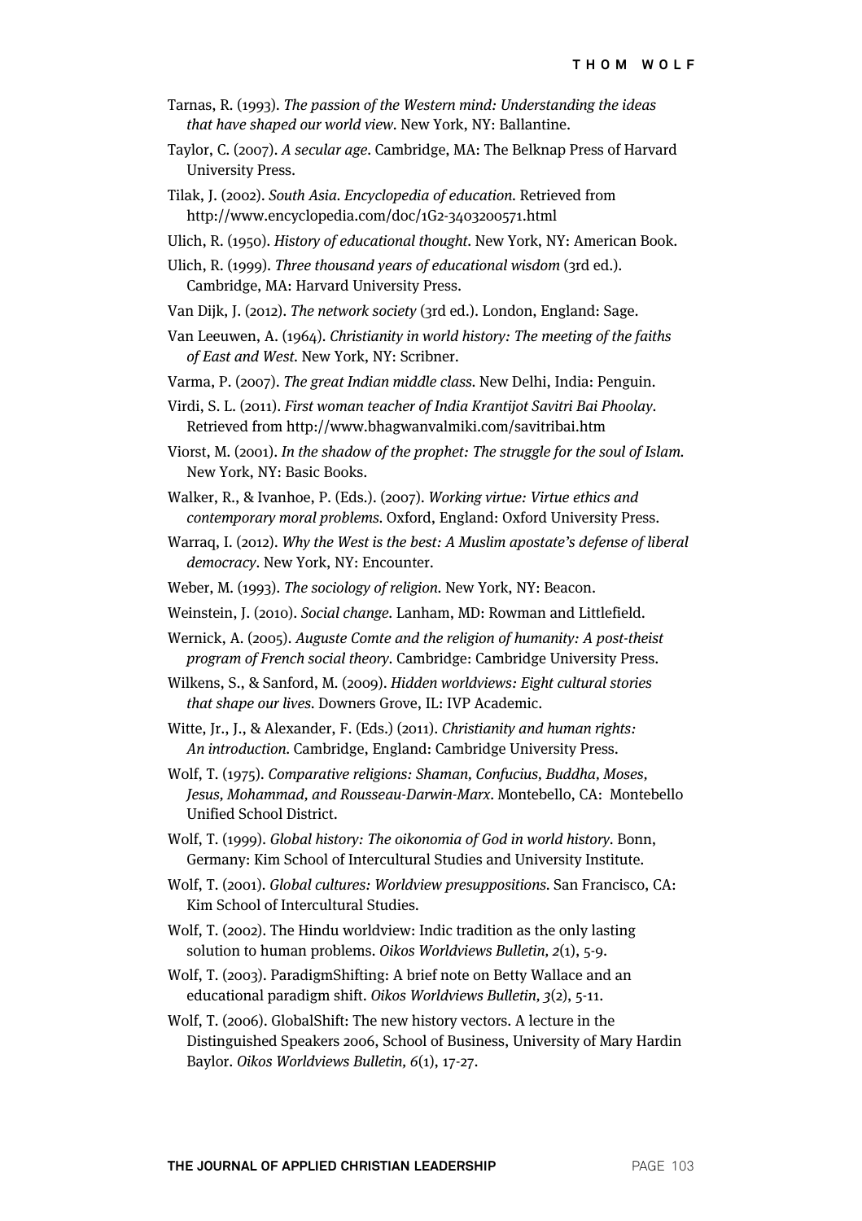Tarnas, R. (1993). *The passion of the Western mind: Understanding the ideas that have shaped our world view*. New York, NY: Ballantine.

Taylor, C. (2007). *A secular age*. Cambridge, MA: The Belknap Press of Harvard University Press.

Tilak, J. (2002). *South Asia. Encyclopedia of education.* Retrieved from http://www.encyclopedia.com/doc/1G2-3403200571.html

Ulich, R. (1950). *History of educational thought*. New York, NY: American Book.

Ulich, R. (1999). *Three thousand years of educational wisdom* (3rd ed.). Cambridge, MA: Harvard University Press.

Van Dijk, J. (2012). *The network society* (3rd ed.). London, England: Sage.

Van Leeuwen, A. (1964). *Christianity in world history: The meeting of the faiths of East and West*. New York, NY: Scribner.

Varma, P. (2007). *The great Indian middle class*. New Delhi, India: Penguin.

Virdi, S. L. (2011). *First woman teacher of India Krantijot Savitri Bai Phoolay*. Retrieved from http://www.bhagwanvalmiki.com/savitribai.htm

Viorst, M. (2001). *In the shadow of the prophet: The struggle for the soul of Islam.* New York, NY: Basic Books.

Walker, R., & Ivanhoe, P. (Eds.). (2007). *Working virtue: Virtue ethics and contemporary moral problems.* Oxford, England: Oxford University Press.

Warraq, I. (2012). *Why the West is the best: A Muslim apostate's defense of liberal democracy*. New York, NY: Encounter.

Weber, M. (1993). *The sociology of religion.* New York, NY: Beacon.

Weinstein, J. (2010). *Social change.* Lanham, MD: Rowman and Littlefield.

Wernick, A. (2005). *Auguste Comte and the religion of humanity: A post-theist program of French social theory*. Cambridge: Cambridge University Press.

Wilkens, S., & Sanford, M. (2009). *Hidden worldviews: Eight cultural stories that shape our lives*. Downers Grove, IL: IVP Academic.

Witte, Jr., J., & Alexander, F. (Eds.) (2011). *Christianity and human rights: An introduction.* Cambridge, England: Cambridge University Press.

Wolf, T. (1975). *Comparative religions: Shaman, Confucius, Buddha, Moses, Jesus, Mohammad, and Rousseau-Darwin-Marx*. Montebello, CA: Montebello Unified School District.

Wolf, T. (1999). *Global history: The oikonomia of God in world history*. Bonn, Germany: Kim School of Intercultural Studies and University Institute.

Wolf, T. (2001). *Global cultures: Worldview presuppositions*. San Francisco, CA: Kim School of Intercultural Studies.

Wolf, T. (2002). The Hindu worldview: Indic tradition as the only lasting solution to human problems. *Oikos Worldviews Bulletin, 2*(1), 5-9.

Wolf, T. (2003). ParadigmShifting: A brief note on Betty Wallace and an educational paradigm shift. *Oikos Worldviews Bulletin, 3*(2), 5-11.

Wolf, T. (2006). GlobalShift: The new history vectors. A lecture in the Distinguished Speakers 2006, School of Business, University of Mary Hardin Baylor. *Oikos Worldviews Bulletin, 6*(1), 17-27.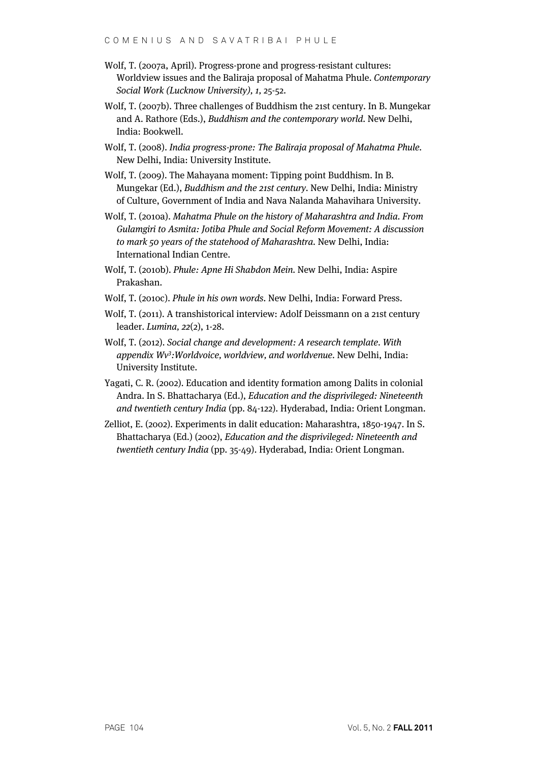Wolf, T. (2007a, April). Progress-prone and progress-resistant cultures: Worldview issues and the Baliraja proposal of Mahatma Phule. *Contemporary Social Work (Lucknow University), 1,* 25-52.

Wolf, T. (2007b). Three challenges of Buddhism the 21st century. In B. Mungekar and A. Rathore (Eds.), *Buddhism and the contemporary world.* New Delhi, India: Bookwell.

Wolf, T. (2008). *India progress-prone: The Baliraja proposal of Mahatma Phule.* New Delhi, India: University Institute.

Wolf, T. (2009). The Mahayana moment: Tipping point Buddhism. In B. Mungekar (Ed.), *Buddhism and the 21st century.* New Delhi, India: Ministry of Culture, Government of India and Nava Nalanda Mahavihara University.

Wolf, T. (2010a). *Mahatma Phule on the history of Maharashtra and India. From Gulamgiri to Asmita: Jotiba Phule and Social Reform Movement: A discussion to mark 50 years of the statehood of Maharashtra.* New Delhi, India: International Indian Centre.

Wolf, T. (2010b). *Phule: Apne Hi Shabdon Mein.* New Delhi, India: Aspire Prakashan.

Wolf, T. (2010c). *Phule in his own words.* New Delhi, India: Forward Press.

Wolf, T. (2011). A transhistorical interview: Adolf Deissmann on a 21st century leader. *Lumina, 22*(2), 1-28.

Wolf, T. (2012). *Social change and development: A research template. With appendix Wv³:Worldvoice, worldview, and worldvenue.* New Delhi, India: University Institute.

Yagati, C. R. (2002). Education and identity formation among Dalits in colonial Andra. In S. Bhattacharya (Ed.), *Education and the disprivileged: Nineteenth and twentieth century India* (pp. 84-122). Hyderabad, India: Orient Longman.

Zelliot, E. (2002). Experiments in dalit education: Maharashtra, 1850-1947. In S. Bhattacharya (Ed.) (2002), *Education and the disprivileged: Nineteenth and twentieth century India* (pp. 35-49). Hyderabad, India: Orient Longman.